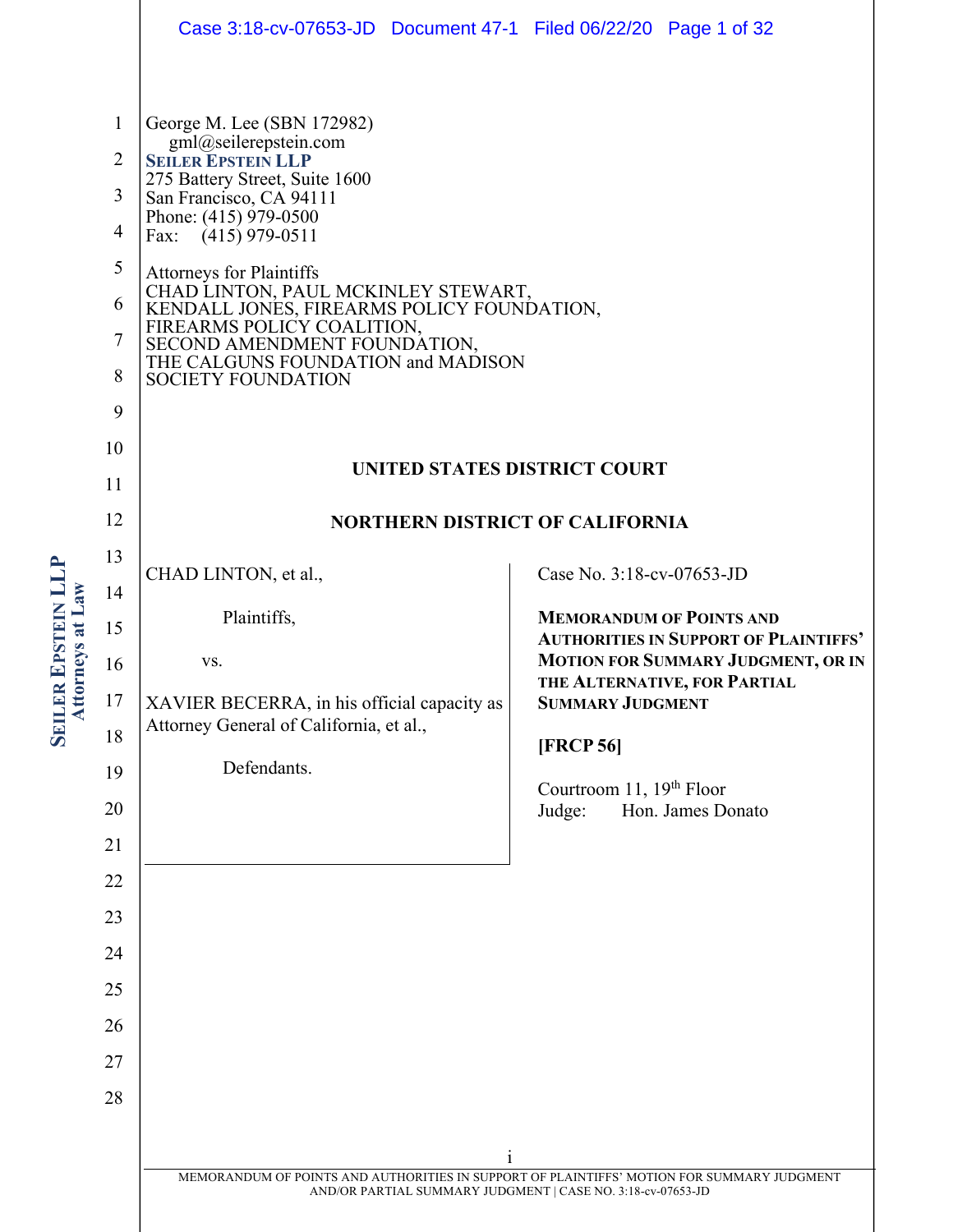George M. Lee (SBN 172982)
gml@seilerepstein.com
**SEILER EPSTEIN LLP**
275 Battery Street, Suite 1600
San Francisco, CA 94111
Phone: (415) 979-0500
Fax: (415) 979-0511

Attorneys for Plaintiffs
CHAD LINTON, PAUL MCKINLEY STEWART, KENDALL JONES, FIREARMS POLICY FOUNDATION, FIREARMS POLICY COALITION, SECOND AMENDMENT FOUNDATION, THE CALGUNS FOUNDATION and MADISON SOCIETY FOUNDATION

## UNITED STATES DISTRICT COURT

## NORTHERN DISTRICT OF CALIFORNIA

CHAD LINTON, et al.,

Plaintiffs,

vs.

XAVIER BECERRA, in his official capacity as Attorney General of California, et al.,

Defendants.

Case No. 3:18-cv-07653-JD

**MEMORANDUM OF POINTS AND AUTHORITIES IN SUPPORT OF PLAINTIFFS' MOTION FOR SUMMARY JUDGMENT, OR IN THE ALTERNATIVE, FOR PARTIAL SUMMARY JUDGMENT**

**[FRCP 56]**

Courtroom 11, 19th Floor
Judge: Hon. James Donato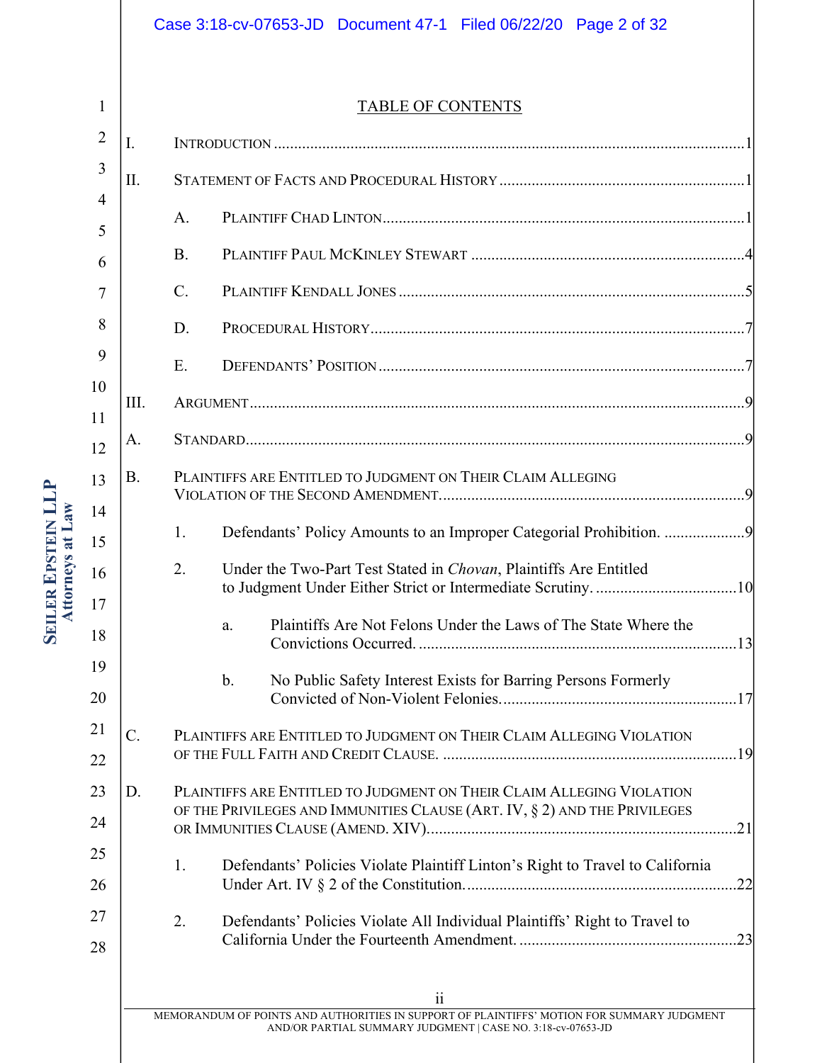# TABLE OF CONTENTS

I. INTRODUCTION ........................................................................................................1

II. STATEMENT OF FACTS AND PROCEDURAL HISTORY ................................................1

A. PLAINTIFF CHAD LINTON ...................................................................................1

B. PLAINTIFF PAUL MCKINLEY STEWART ...............................................................4

C. PLAINTIFF KENDALL JONES ................................................................................5

D. PROCEDURAL HISTORY ......................................................................................7

E. DEFENDANTS' POSITION .....................................................................................7

III. ARGUMENT ...........................................................................................................9

A. STANDARD ...........................................................................................................9

B. PLAINTIFFS ARE ENTITLED TO JUDGMENT ON THEIR CLAIM ALLEGING VIOLATION OF THE SECOND AMENDMENT. ..........................................................9

1. Defendants' Policy Amounts to an Improper Categorial Prohibition. ....................9

2. Under the Two-Part Test Stated in *Chovan*, Plaintiffs Are Entitled to Judgment Under Either Strict or Intermediate Scrutiny. ...................................10

a. Plaintiffs Are Not Felons Under the Laws of The State Where the Convictions Occurred. ..............................................................................13

b. No Public Safety Interest Exists for Barring Persons Formerly Convicted of Non-Violent Felonies. ..........................................................17

C. PLAINTIFFS ARE ENTITLED TO JUDGMENT ON THEIR CLAIM ALLEGING VIOLATION OF THE FULL FAITH AND CREDIT CLAUSE. ........................................................19

D. PLAINTIFFS ARE ENTITLED TO JUDGMENT ON THEIR CLAIM ALLEGING VIOLATION OF THE PRIVILEGES AND IMMUNITIES CLAUSE (ART. IV, § 2) AND THE PRIVILEGES OR IMMUNITIES CLAUSE (AMEND. XIV). ...........................................................................21

1. Defendants' Policies Violate Plaintiff Linton's Right to Travel to California Under Art. IV § 2 of the Constitution. ...................................................................22

2. Defendants' Policies Violate All Individual Plaintiffs' Right to Travel to California Under the Fourteenth Amendment. ......................................................23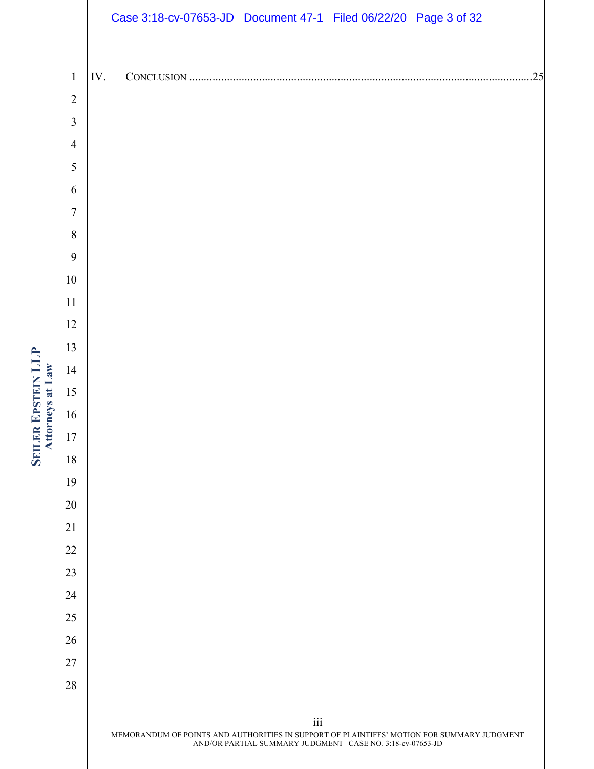IV. CONCLUSION ....................................................................................................................25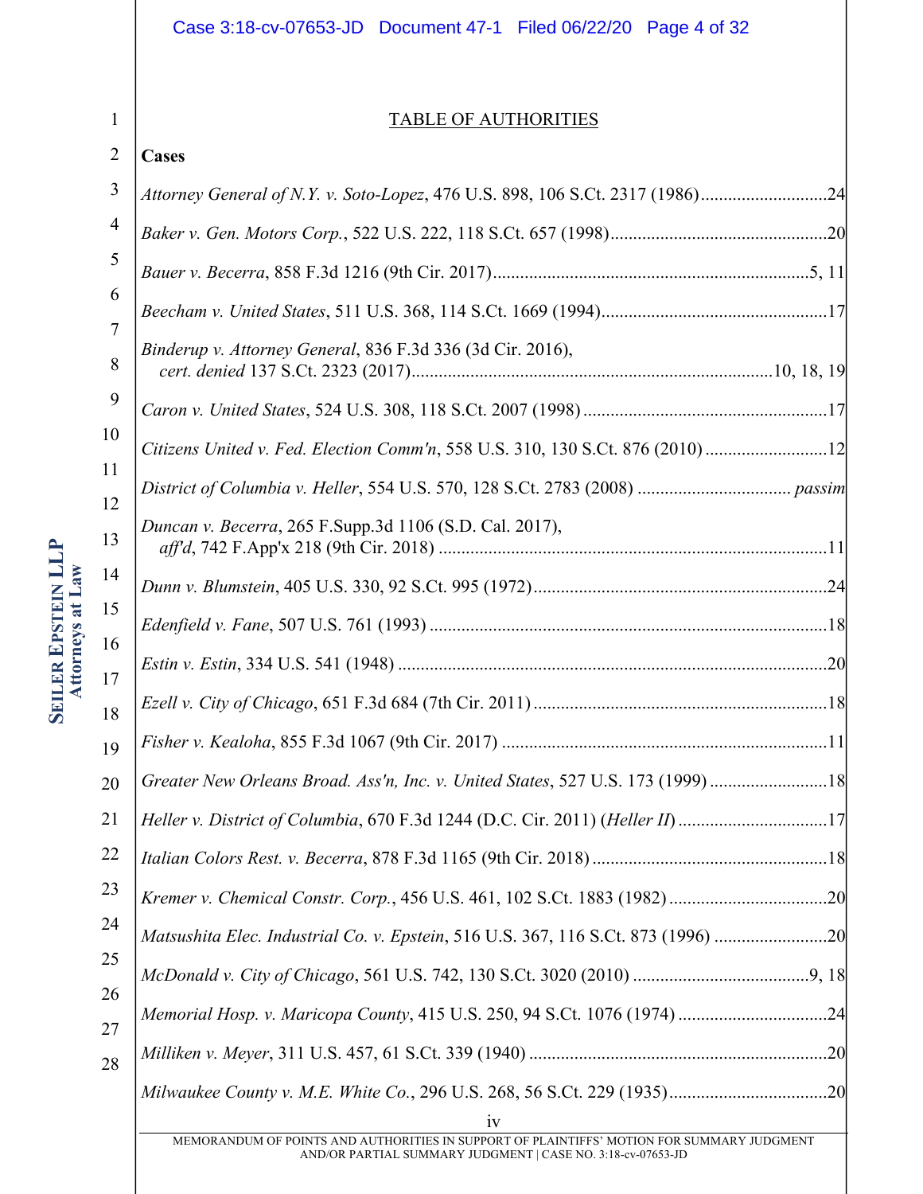## TABLE OF AUTHORITIES

**Cases**

*Attorney General of N.Y. v. Soto-Lopez*, 476 U.S. 898, 106 S.Ct. 2317 (1986)............................24

*Baker v. Gen. Motors Corp.*, 522 U.S. 222, 118 S.Ct. 657 (1998)................................................20

*Bauer v. Becerra*, 858 F.3d 1216 (9th Cir. 2017).......................................................................5, 11

*Beecham v. United States*, 511 U.S. 368, 114 S.Ct. 1669 (1994)..................................................17

*Binderup v. Attorney General*, 836 F.3d 336 (3d Cir. 2016), *cert. denied* 137 S.Ct. 2323 (2017)................................................................................10, 18, 19

*Caron v. United States*, 524 U.S. 308, 118 S.Ct. 2007 (1998)......................................................17

*Citizens United v. Fed. Election Comm'n*, 558 U.S. 310, 130 S.Ct. 876 (2010)...........................12

*District of Columbia v. Heller*, 554 U.S. 570, 128 S.Ct. 2783 (2008) ................................. *passim*

*Duncan v. Becerra*, 265 F.Supp.3d 1106 (S.D. Cal. 2017), *aff'd*, 742 F.App'x 218 (9th Cir. 2018) ......................................................................................11

*Dunn v. Blumstein*, 405 U.S. 330, 92 S.Ct. 995 (1972).................................................................24

*Edenfield v. Fane*, 507 U.S. 761 (1993) ........................................................................................18

*Estin v. Estin*, 334 U.S. 541 (1948) ................................................................................................20

*Ezell v. City of Chicago*, 651 F.3d 684 (7th Cir. 2011).................................................................18

*Fisher v. Kealoha*, 855 F.3d 1067 (9th Cir. 2017) .........................................................................11

*Greater New Orleans Broad. Ass'n, Inc. v. United States*, 527 U.S. 173 (1999) ..........................18

*Heller v. District of Columbia*, 670 F.3d 1244 (D.C. Cir. 2011) (*Heller II*) .................................17

*Italian Colors Rest. v. Becerra*, 878 F.3d 1165 (9th Cir. 2018)....................................................18

*Kremer v. Chemical Constr. Corp.*, 456 U.S. 461, 102 S.Ct. 1883 (1982)...................................20

*Matsushita Elec. Industrial Co. v. Epstein*, 516 U.S. 367, 116 S.Ct. 873 (1996) .........................20

*McDonald v. City of Chicago*, 561 U.S. 742, 130 S.Ct. 3020 (2010) .......................................9, 18

*Memorial Hosp. v. Maricopa County*, 415 U.S. 250, 94 S.Ct. 1076 (1974) .................................24

*Milliken v. Meyer*, 311 U.S. 457, 61 S.Ct. 339 (1940) ..................................................................20

*Milwaukee County v. M.E. White Co.*, 296 U.S. 268, 56 S.Ct. 229 (1935)...................................20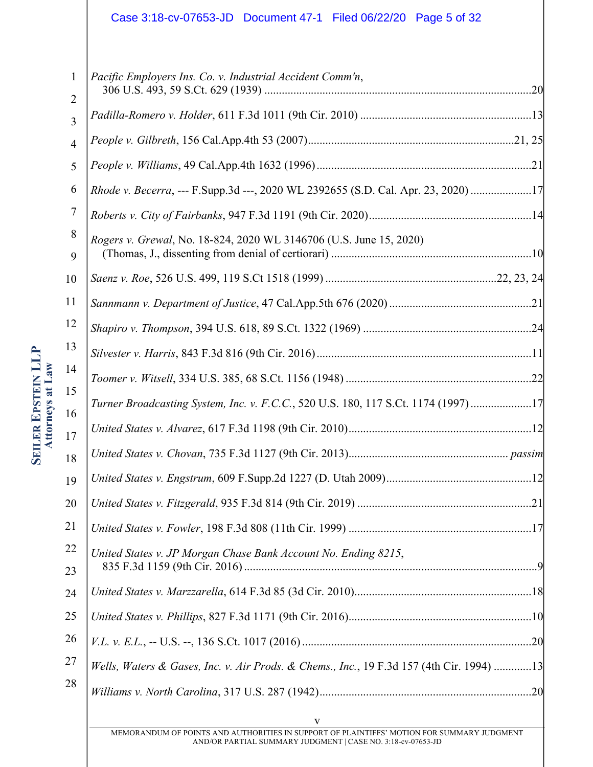*Pacific Employers Ins. Co. v. Industrial Accident Comm'n*,
306 U.S. 493, 59 S.Ct. 629 (1939) ....................................................................................20

*Padilla-Romero v. Holder*, 611 F.3d 1011 (9th Cir. 2010) ...................................................13

*People v. Gilbreth*, 156 Cal.App.4th 53 (2007).......................................................................21, 25

*People v. Williams*, 49 Cal.App.4th 1632 (1996) ....................................................................21

*Rhode v. Becerra*, --- F.Supp.3d ---, 2020 WL 2392655 (S.D. Cal. Apr. 23, 2020) ...................17

*Roberts v. City of Fairbanks*, 947 F.3d 1191 (9th Cir. 2020)...................................................14

*Rogers v. Grewal*, No. 18-824, 2020 WL 3146706 (U.S. June 15, 2020)
(Thomas, J., dissenting from denial of certiorari) ....................................................................10

*Saenz v. Roe*, 526 U.S. 499, 119 S.Ct 1518 (1999) ..................................................22, 23, 24

*Sannmann v. Department of Justice*, 47 Cal.App.5th 676 (2020) ..........................................21

*Shapiro v. Thompson*, 394 U.S. 618, 89 S.Ct. 1322 (1969) ....................................................24

*Silvester v. Harris*, 843 F.3d 816 (9th Cir. 2016) ...................................................................11

*Toomer v. Witsell*, 334 U.S. 385, 68 S.Ct. 1156 (1948) ...........................................................22

*Turner Broadcasting System, Inc. v. F.C.C.*, 520 U.S. 180, 117 S.Ct. 1174 (1997) ...................17

*United States v. Alvarez*, 617 F.3d 1198 (9th Cir. 2010)..........................................................12

*United States v. Chovan*, 735 F.3d 1127 (9th Cir. 2013)................................................ *passim*

*United States v. Engstrum*, 609 F.Supp.2d 1227 (D. Utah 2009).............................................12

*United States v. Fitzgerald*, 935 F.3d 814 (9th Cir. 2019) .......................................................21

*United States v. Fowler*, 198 F.3d 808 (11th Cir. 1999) ..........................................................17

*United States v. JP Morgan Chase Bank Account No. Ending 8215*,
835 F.3d 1159 (9th Cir. 2016) ......................................................................................................9

*United States v. Marzzarella*, 614 F.3d 85 (3d Cir. 2010)........................................................18

*United States v. Phillips*, 827 F.3d 1171 (9th Cir. 2016)..........................................................10

*V.L. v. E.L.*, -- U.S. --, 136 S.Ct. 1017 (2016) .........................................................................20

*Wells, Waters & Gases, Inc. v. Air Prods. & Chems., Inc.*, 19 F.3d 157 (4th Cir. 1994) .............13

*Williams v. North Carolina*, 317 U.S. 287 (1942)....................................................................20

MEMORANDUM OF POINTS AND AUTHORITIES IN SUPPORT OF PLAINTIFFS' MOTION FOR SUMMARY JUDGMENT AND/OR PARTIAL SUMMARY JUDGMENT | CASE NO. 3:18-cv-07653-JD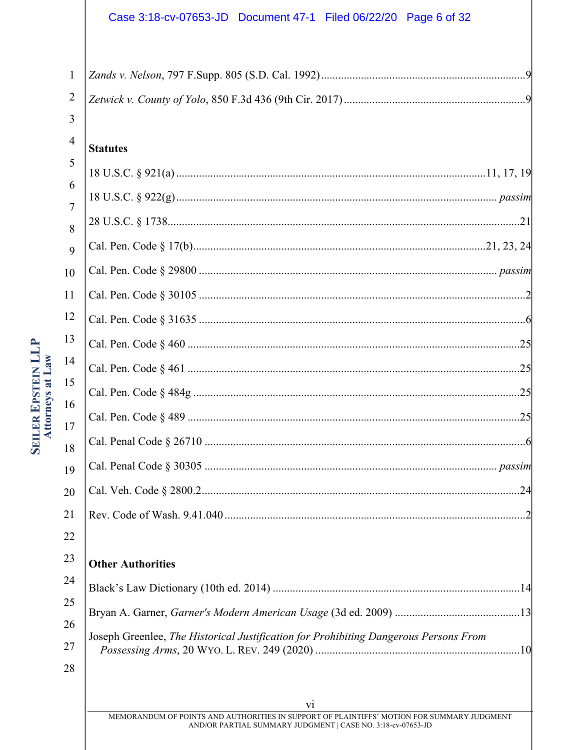*Zands v. Nelson*, 797 F.Supp. 805 (S.D. Cal. 1992) .......................................................................9

*Zetwick v. County of Yolo*, 850 F.3d 436 (9th Cir. 2017) ................................................................9

**Statutes**

18 U.S.C. § 921(a) ..........................................................................................................11, 17, 19

18 U.S.C. § 922(g) ............................................................................................................... *passim*

28 U.S.C. § 1738...........................................................................................................................21

Cal. Pen. Code § 17(b).....................................................................................................21, 23, 24

Cal. Pen. Code § 29800 ....................................................................................................... *passim*

Cal. Pen. Code § 30105 ..................................................................................................................2

Cal. Pen. Code § 31635 ..................................................................................................................6

Cal. Pen. Code § 460 ....................................................................................................................25

Cal. Pen. Code § 461 ....................................................................................................................25

Cal. Pen. Code § 484g ..................................................................................................................25

Cal. Pen. Code § 489 ....................................................................................................................25

Cal. Penal Code § 26710 ................................................................................................................6

Cal. Penal Code § 30305 ..................................................................................................... *passim*

Cal. Veh. Code § 2800.2...............................................................................................................24

Rev. Code of Wash. 9.41.040 .........................................................................................................2

**Other Authorities**

Black's Law Dictionary (10th ed. 2014) ......................................................................................14

Bryan A. Garner, *Garner's Modern American Usage* (3d ed. 2009) ...........................................13

Joseph Greenlee, *The Historical Justification for Prohibiting Dangerous Persons From Possessing Arms*, 20 WYO. L. REV. 249 (2020) .......................................................................10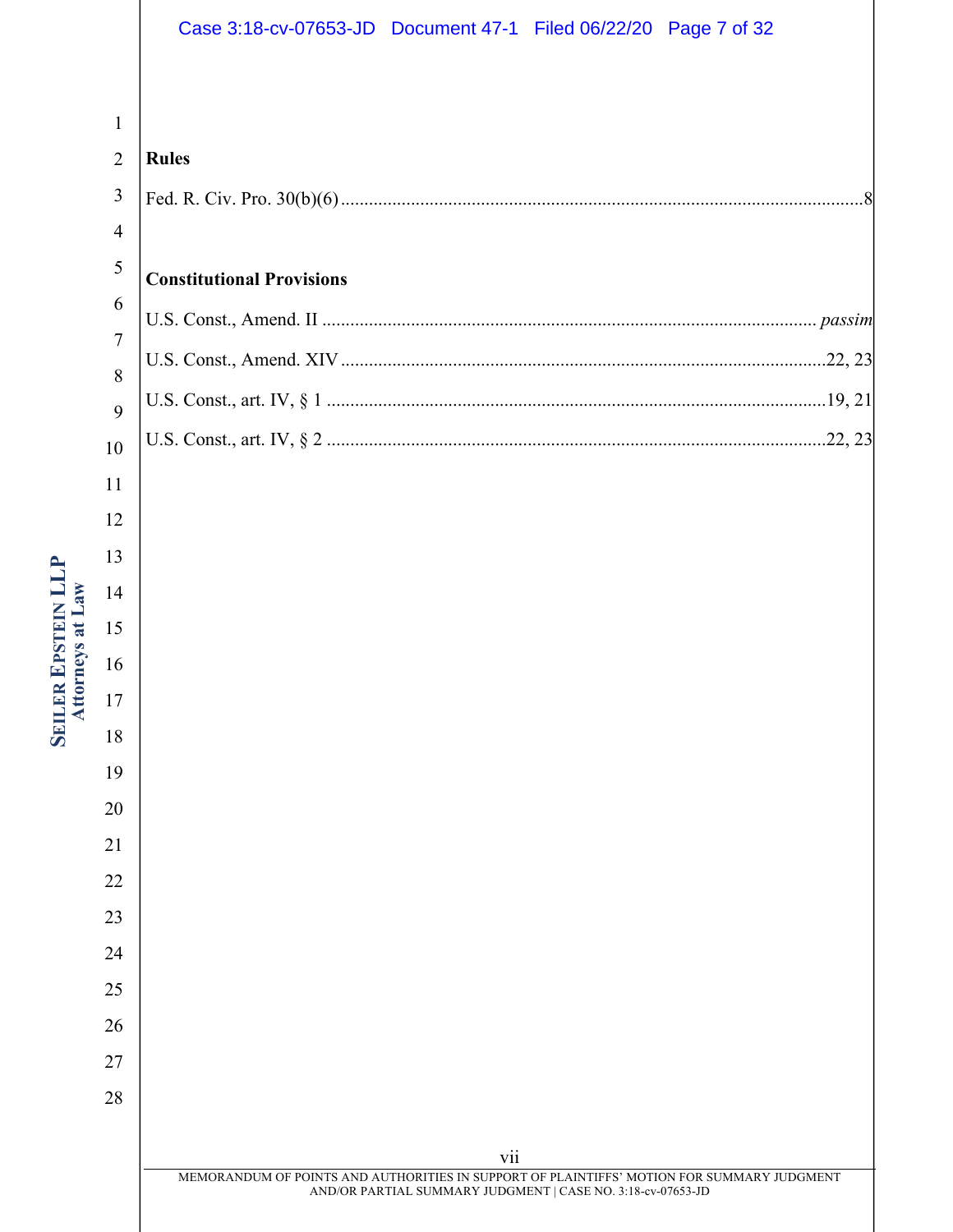**Rules**

Fed. R. Civ. Pro. 30(b)(6) ................................................................................................................8

**Constitutional Provisions**

U.S. Const., Amend. II ........................................................................................................ *passim*

U.S. Const., Amend. XIV .......................................................................................................22, 23

U.S. Const., art. IV, § 1 .........................................................................................................19, 21

U.S. Const., art. IV, § 2 .........................................................................................................22, 23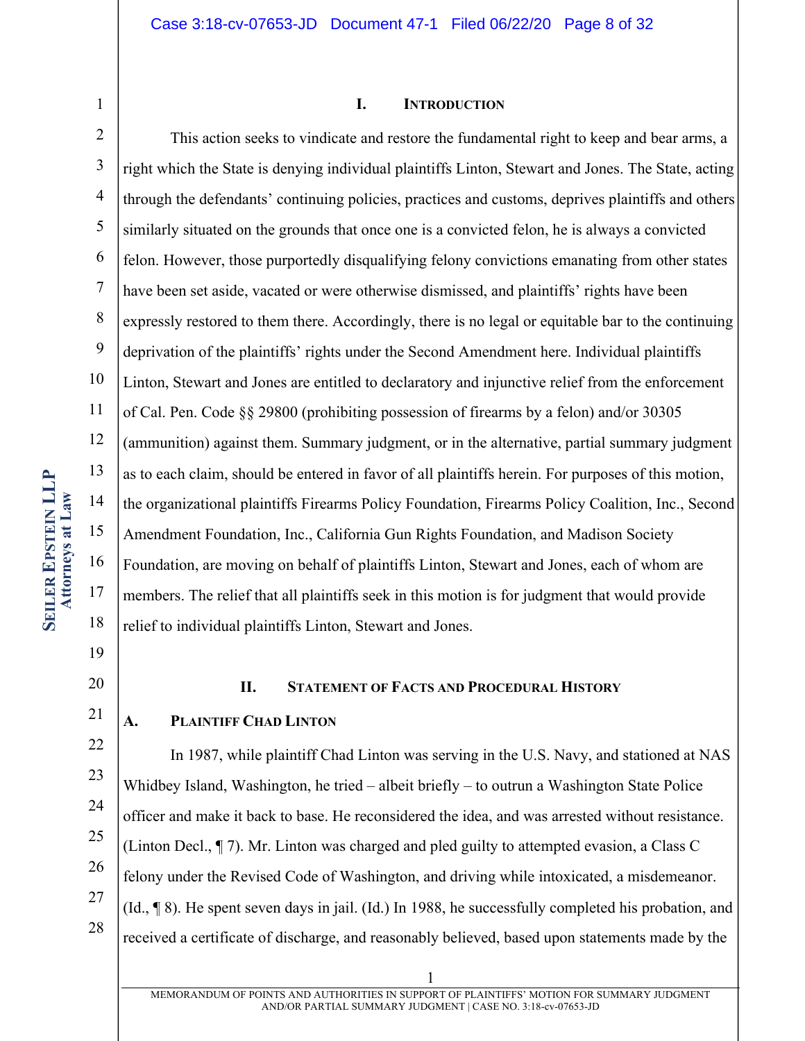# I. INTRODUCTION

This action seeks to vindicate and restore the fundamental right to keep and bear arms, a right which the State is denying individual plaintiffs Linton, Stewart and Jones. The State, acting through the defendants' continuing policies, practices and customs, deprives plaintiffs and others similarly situated on the grounds that once one is a convicted felon, he is always a convicted felon. However, those purportedly disqualifying felony convictions emanating from other states have been set aside, vacated or were otherwise dismissed, and plaintiffs' rights have been expressly restored to them there. Accordingly, there is no legal or equitable bar to the continuing deprivation of the plaintiffs' rights under the Second Amendment here. Individual plaintiffs Linton, Stewart and Jones are entitled to declaratory and injunctive relief from the enforcement of Cal. Pen. Code §§ 29800 (prohibiting possession of firearms by a felon) and/or 30305 (ammunition) against them. Summary judgment, or in the alternative, partial summary judgment as to each claim, should be entered in favor of all plaintiffs herein. For purposes of this motion, the organizational plaintiffs Firearms Policy Foundation, Firearms Policy Coalition, Inc., Second Amendment Foundation, Inc., California Gun Rights Foundation, and Madison Society Foundation, are moving on behalf of plaintiffs Linton, Stewart and Jones, each of whom are members. The relief that all plaintiffs seek in this motion is for judgment that would provide relief to individual plaintiffs Linton, Stewart and Jones.

# II. STATEMENT OF FACTS AND PROCEDURAL HISTORY

## A. PLAINTIFF CHAD LINTON

In 1987, while plaintiff Chad Linton was serving in the U.S. Navy, and stationed at NAS Whidbey Island, Washington, he tried – albeit briefly – to outrun a Washington State Police officer and make it back to base. He reconsidered the idea, and was arrested without resistance. (Linton Decl., ¶ 7). Mr. Linton was charged and pled guilty to attempted evasion, a Class C felony under the Revised Code of Washington, and driving while intoxicated, a misdemeanor. (Id., ¶ 8). He spent seven days in jail. (Id.) In 1988, he successfully completed his probation, and received a certificate of discharge, and reasonably believed, based upon statements made by the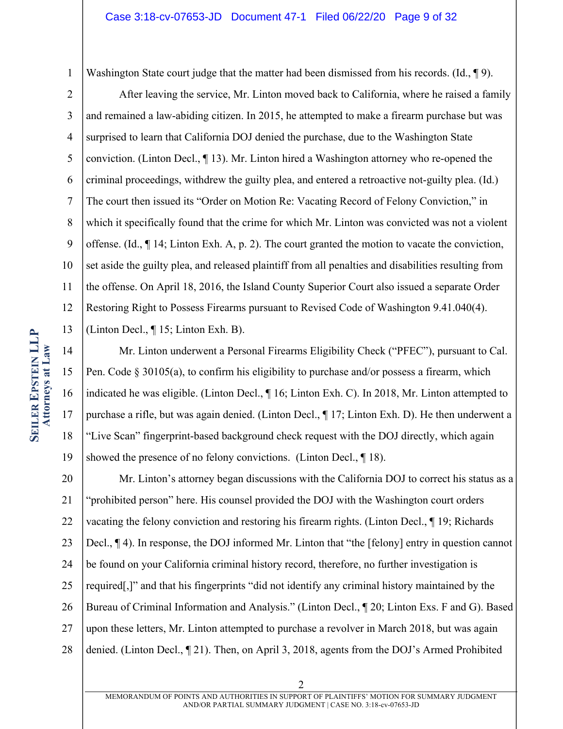Washington State court judge that the matter had been dismissed from his records. (Id., ¶ 9).

After leaving the service, Mr. Linton moved back to California, where he raised a family and remained a law-abiding citizen. In 2015, he attempted to make a firearm purchase but was surprised to learn that California DOJ denied the purchase, due to the Washington State conviction. (Linton Decl., ¶ 13). Mr. Linton hired a Washington attorney who re-opened the criminal proceedings, withdrew the guilty plea, and entered a retroactive not-guilty plea. (Id.) The court then issued its "Order on Motion Re: Vacating Record of Felony Conviction," in which it specifically found that the crime for which Mr. Linton was convicted was not a violent offense. (Id., ¶ 14; Linton Exh. A, p. 2). The court granted the motion to vacate the conviction, set aside the guilty plea, and released plaintiff from all penalties and disabilities resulting from the offense. On April 18, 2016, the Island County Superior Court also issued a separate Order Restoring Right to Possess Firearms pursuant to Revised Code of Washington 9.41.040(4). (Linton Decl., ¶ 15; Linton Exh. B).

Mr. Linton underwent a Personal Firearms Eligibility Check ("PFEC"), pursuant to Cal. Pen. Code § 30105(a), to confirm his eligibility to purchase and/or possess a firearm, which indicated he was eligible. (Linton Decl., ¶ 16; Linton Exh. C). In 2018, Mr. Linton attempted to purchase a rifle, but was again denied. (Linton Decl., ¶ 17; Linton Exh. D). He then underwent a "Live Scan" fingerprint-based background check request with the DOJ directly, which again showed the presence of no felony convictions. (Linton Decl., ¶ 18).

Mr. Linton's attorney began discussions with the California DOJ to correct his status as a "prohibited person" here. His counsel provided the DOJ with the Washington court orders vacating the felony conviction and restoring his firearm rights. (Linton Decl., ¶ 19; Richards Decl., ¶ 4). In response, the DOJ informed Mr. Linton that "the [felony] entry in question cannot be found on your California criminal history record, therefore, no further investigation is required[,]" and that his fingerprints "did not identify any criminal history maintained by the Bureau of Criminal Information and Analysis." (Linton Decl., ¶ 20; Linton Exs. F and G). Based upon these letters, Mr. Linton attempted to purchase a revolver in March 2018, but was again denied. (Linton Decl., ¶ 21). Then, on April 3, 2018, agents from the DOJ's Armed Prohibited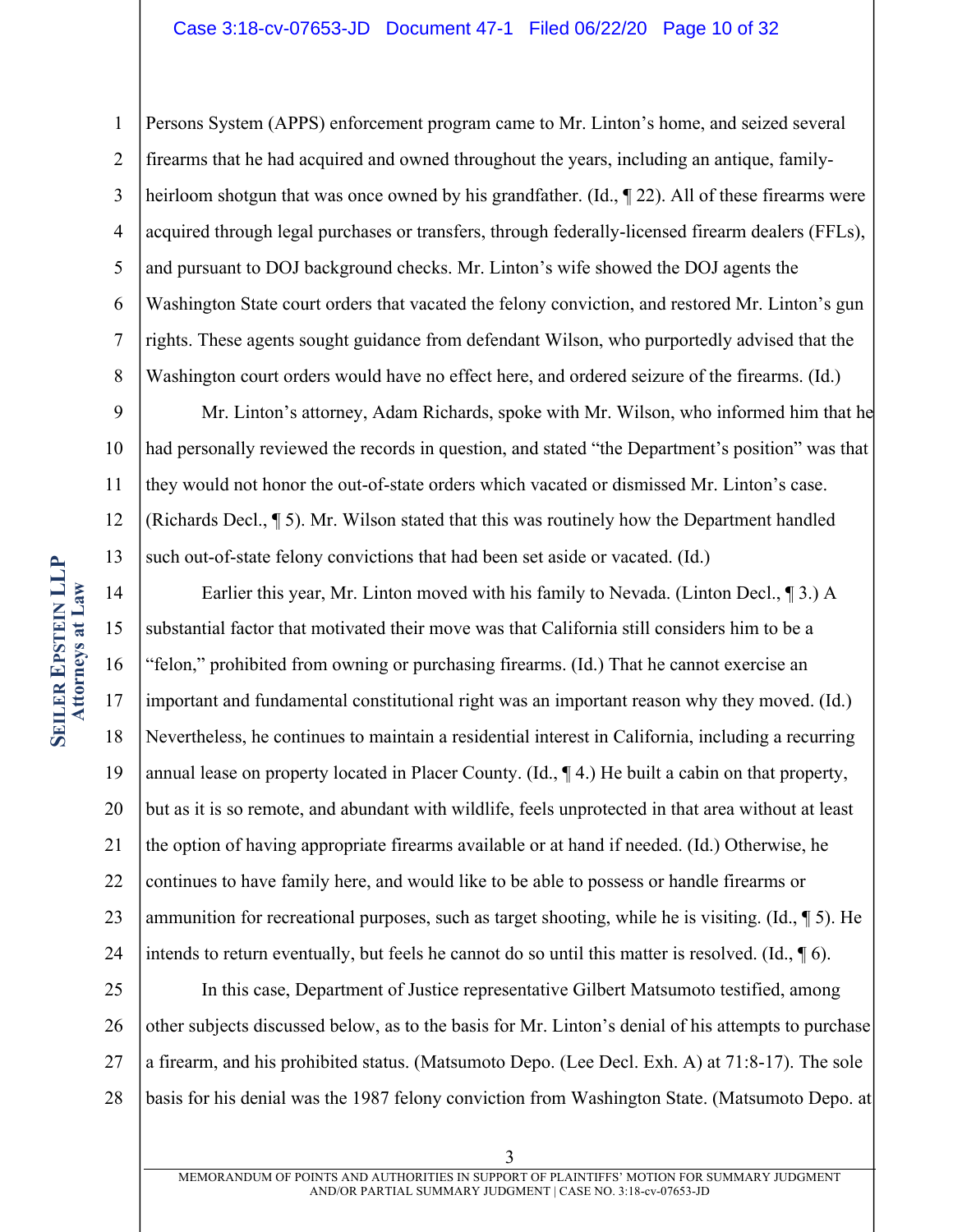Persons System (APPS) enforcement program came to Mr. Linton's home, and seized several firearms that he had acquired and owned throughout the years, including an antique, family-heirloom shotgun that was once owned by his grandfather. (Id., ¶ 22). All of these firearms were acquired through legal purchases or transfers, through federally-licensed firearm dealers (FFLs), and pursuant to DOJ background checks. Mr. Linton's wife showed the DOJ agents the Washington State court orders that vacated the felony conviction, and restored Mr. Linton's gun rights. These agents sought guidance from defendant Wilson, who purportedly advised that the Washington court orders would have no effect here, and ordered seizure of the firearms. (Id.)

Mr. Linton's attorney, Adam Richards, spoke with Mr. Wilson, who informed him that he had personally reviewed the records in question, and stated "the Department's position" was that they would not honor the out-of-state orders which vacated or dismissed Mr. Linton's case. (Richards Decl., ¶ 5). Mr. Wilson stated that this was routinely how the Department handled such out-of-state felony convictions that had been set aside or vacated. (Id.)

Earlier this year, Mr. Linton moved with his family to Nevada. (Linton Decl., ¶ 3.) A substantial factor that motivated their move was that California still considers him to be a "felon," prohibited from owning or purchasing firearms. (Id.) That he cannot exercise an important and fundamental constitutional right was an important reason why they moved. (Id.) Nevertheless, he continues to maintain a residential interest in California, including a recurring annual lease on property located in Placer County. (Id., ¶ 4.) He built a cabin on that property, but as it is so remote, and abundant with wildlife, feels unprotected in that area without at least the option of having appropriate firearms available or at hand if needed. (Id.) Otherwise, he continues to have family here, and would like to be able to possess or handle firearms or ammunition for recreational purposes, such as target shooting, while he is visiting. (Id., ¶ 5). He intends to return eventually, but feels he cannot do so until this matter is resolved. (Id., ¶ 6).

In this case, Department of Justice representative Gilbert Matsumoto testified, among other subjects discussed below, as to the basis for Mr. Linton's denial of his attempts to purchase a firearm, and his prohibited status. (Matsumoto Depo. (Lee Decl. Exh. A) at 71:8-17). The sole basis for his denial was the 1987 felony conviction from Washington State. (Matsumoto Depo. at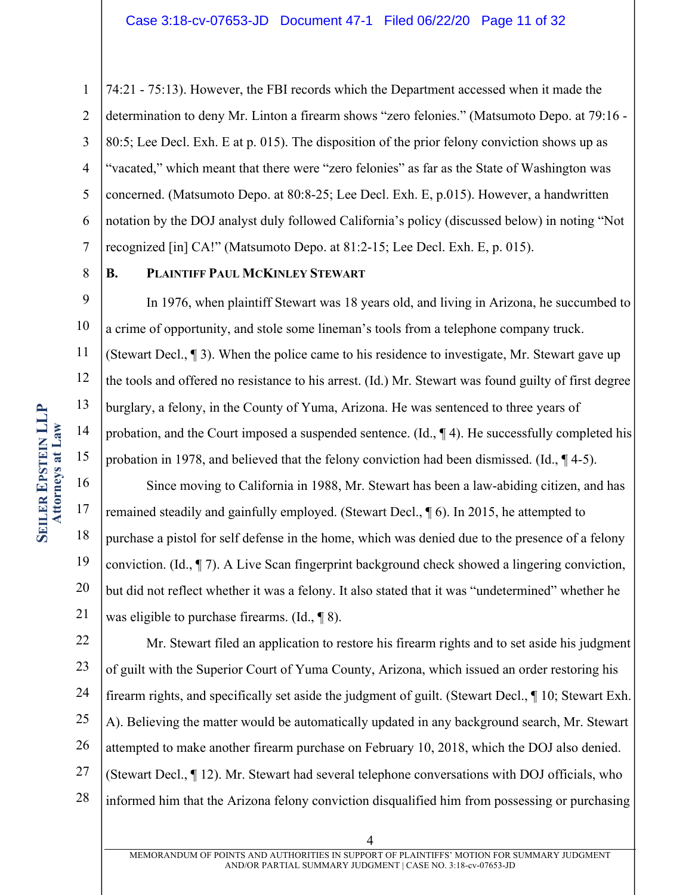74:21 - 75:13). However, the FBI records which the Department accessed when it made the determination to deny Mr. Linton a firearm shows "zero felonies." (Matsumoto Depo. at 79:16 - 80:5; Lee Decl. Exh. E at p. 015). The disposition of the prior felony conviction shows up as "vacated," which meant that there were "zero felonies" as far as the State of Washington was concerned. (Matsumoto Depo. at 80:8-25; Lee Decl. Exh. E, p.015). However, a handwritten notation by the DOJ analyst duly followed California's policy (discussed below) in noting "Not recognized [in] CA!" (Matsumoto Depo. at 81:2-15; Lee Decl. Exh. E, p. 015).

### B. PLAINTIFF PAUL MCKINLEY STEWART

In 1976, when plaintiff Stewart was 18 years old, and living in Arizona, he succumbed to a crime of opportunity, and stole some lineman's tools from a telephone company truck. (Stewart Decl., ¶ 3). When the police came to his residence to investigate, Mr. Stewart gave up the tools and offered no resistance to his arrest. (Id.) Mr. Stewart was found guilty of first degree burglary, a felony, in the County of Yuma, Arizona. He was sentenced to three years of probation, and the Court imposed a suspended sentence. (Id., ¶ 4). He successfully completed his probation in 1978, and believed that the felony conviction had been dismissed. (Id., ¶ 4-5).

Since moving to California in 1988, Mr. Stewart has been a law-abiding citizen, and has remained steadily and gainfully employed. (Stewart Decl., ¶ 6). In 2015, he attempted to purchase a pistol for self defense in the home, which was denied due to the presence of a felony conviction. (Id., ¶ 7). A Live Scan fingerprint background check showed a lingering conviction, but did not reflect whether it was a felony. It also stated that it was "undetermined" whether he was eligible to purchase firearms. (Id., ¶ 8).

Mr. Stewart filed an application to restore his firearm rights and to set aside his judgment of guilt with the Superior Court of Yuma County, Arizona, which issued an order restoring his firearm rights, and specifically set aside the judgment of guilt. (Stewart Decl., ¶ 10; Stewart Exh. A). Believing the matter would be automatically updated in any background search, Mr. Stewart attempted to make another firearm purchase on February 10, 2018, which the DOJ also denied. (Stewart Decl., ¶ 12). Mr. Stewart had several telephone conversations with DOJ officials, who informed him that the Arizona felony conviction disqualified him from possessing or purchasing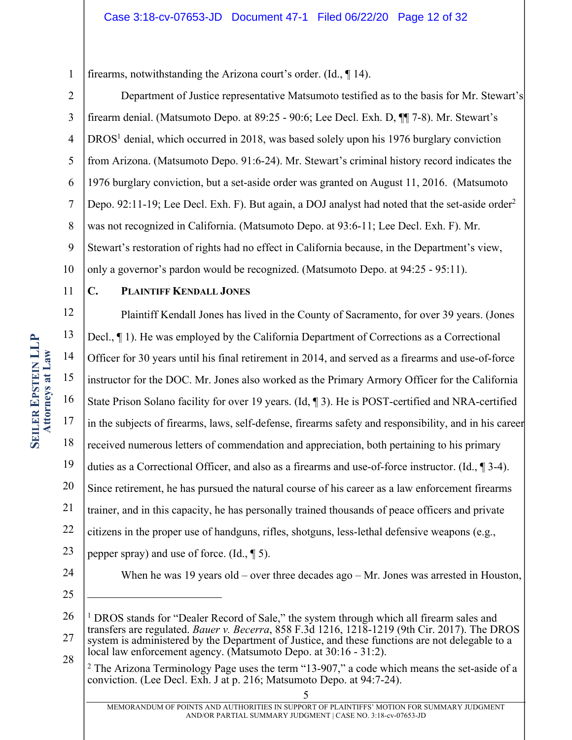firearms, notwithstanding the Arizona court's order. (Id., ¶ 14).

Department of Justice representative Matsumoto testified as to the basis for Mr. Stewart's firearm denial. (Matsumoto Depo. at 89:25 - 90:6; Lee Decl. Exh. D, ¶¶ 7-8). Mr. Stewart's DROS[1] denial, which occurred in 2018, was based solely upon his 1976 burglary conviction from Arizona. (Matsumoto Depo. 91:6-24). Mr. Stewart's criminal history record indicates the 1976 burglary conviction, but a set-aside order was granted on August 11, 2016. (Matsumoto Depo. 92:11-19; Lee Decl. Exh. F). But again, a DOJ analyst had noted that the set-aside order[2] was not recognized in California. (Matsumoto Depo. at 93:6-11; Lee Decl. Exh. F). Mr. Stewart's restoration of rights had no effect in California because, in the Department's view, only a governor's pardon would be recognized. (Matsumoto Depo. at 94:25 - 95:11).

### C. PLAINTIFF KENDALL JONES

Plaintiff Kendall Jones has lived in the County of Sacramento, for over 39 years. (Jones Decl., ¶ 1). He was employed by the California Department of Corrections as a Correctional Officer for 30 years until his final retirement in 2014, and served as a firearms and use-of-force instructor for the DOC. Mr. Jones also worked as the Primary Armory Officer for the California State Prison Solano facility for over 19 years. (Id, ¶ 3). He is POST-certified and NRA-certified in the subjects of firearms, laws, self-defense, firearms safety and responsibility, and in his career received numerous letters of commendation and appreciation, both pertaining to his primary duties as a Correctional Officer, and also as a firearms and use-of-force instructor. (Id., ¶ 3-4). Since retirement, he has pursued the natural course of his career as a law enforcement firearms trainer, and in this capacity, he has personally trained thousands of peace officers and private citizens in the proper use of handguns, rifles, shotguns, less-lethal defensive weapons (e.g., pepper spray) and use of force. (Id., ¶ 5).

When he was 19 years old – over three decades ago – Mr. Jones was arrested in Houston,

---

[1] DROS stands for "Dealer Record of Sale," the system through which all firearm sales and transfers are regulated. *Bauer v. Becerra*, 858 F.3d 1216, 1218-1219 (9th Cir. 2017). The DROS system is administered by the Department of Justice, and these functions are not delegable to a local law enforcement agency. (Matsumoto Depo. at 30:16 - 31:2).

[2] The Arizona Terminology Page uses the term "13-907," a code which means the set-aside of a conviction. (Lee Decl. Exh. J at p. 216; Matsumoto Depo. at 94:7-24).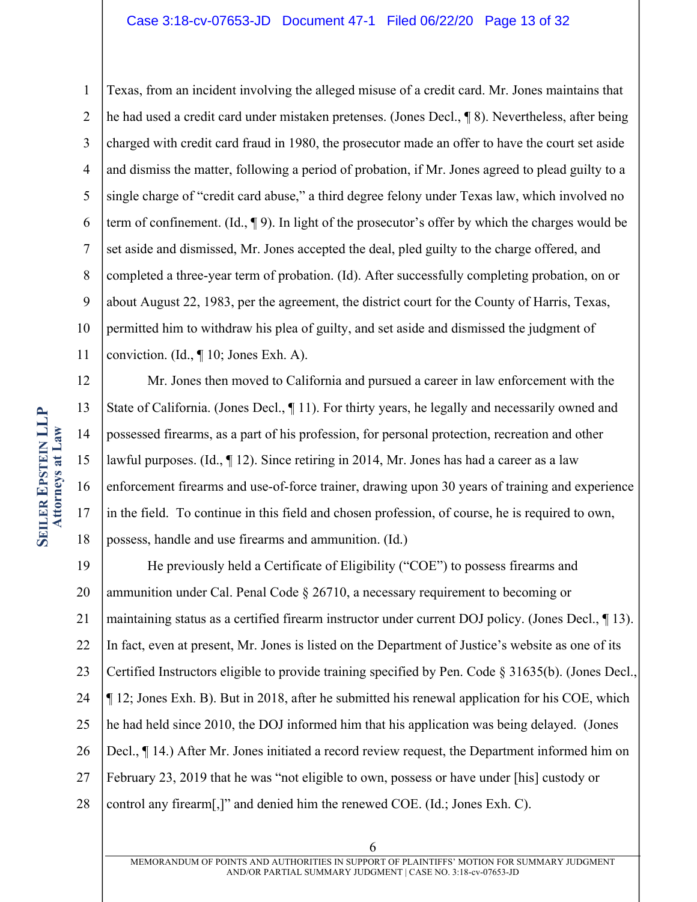Texas, from an incident involving the alleged misuse of a credit card. Mr. Jones maintains that he had used a credit card under mistaken pretenses. (Jones Decl., ¶ 8). Nevertheless, after being charged with credit card fraud in 1980, the prosecutor made an offer to have the court set aside and dismiss the matter, following a period of probation, if Mr. Jones agreed to plead guilty to a single charge of "credit card abuse," a third degree felony under Texas law, which involved no term of confinement. (Id., ¶ 9). In light of the prosecutor's offer by which the charges would be set aside and dismissed, Mr. Jones accepted the deal, pled guilty to the charge offered, and completed a three-year term of probation. (Id). After successfully completing probation, on or about August 22, 1983, per the agreement, the district court for the County of Harris, Texas, permitted him to withdraw his plea of guilty, and set aside and dismissed the judgment of conviction. (Id., ¶ 10; Jones Exh. A).

Mr. Jones then moved to California and pursued a career in law enforcement with the State of California. (Jones Decl., ¶ 11). For thirty years, he legally and necessarily owned and possessed firearms, as a part of his profession, for personal protection, recreation and other lawful purposes. (Id., ¶ 12). Since retiring in 2014, Mr. Jones has had a career as a law enforcement firearms and use-of-force trainer, drawing upon 30 years of training and experience in the field. To continue in this field and chosen profession, of course, he is required to own, possess, handle and use firearms and ammunition. (Id.)

He previously held a Certificate of Eligibility ("COE") to possess firearms and ammunition under Cal. Penal Code § 26710, a necessary requirement to becoming or maintaining status as a certified firearm instructor under current DOJ policy. (Jones Decl., ¶ 13). In fact, even at present, Mr. Jones is listed on the Department of Justice's website as one of its Certified Instructors eligible to provide training specified by Pen. Code § 31635(b). (Jones Decl., ¶ 12; Jones Exh. B). But in 2018, after he submitted his renewal application for his COE, which he had held since 2010, the DOJ informed him that his application was being delayed. (Jones Decl., ¶ 14.) After Mr. Jones initiated a record review request, the Department informed him on February 23, 2019 that he was "not eligible to own, possess or have under [his] custody or control any firearm[,]" and denied him the renewed COE. (Id.; Jones Exh. C).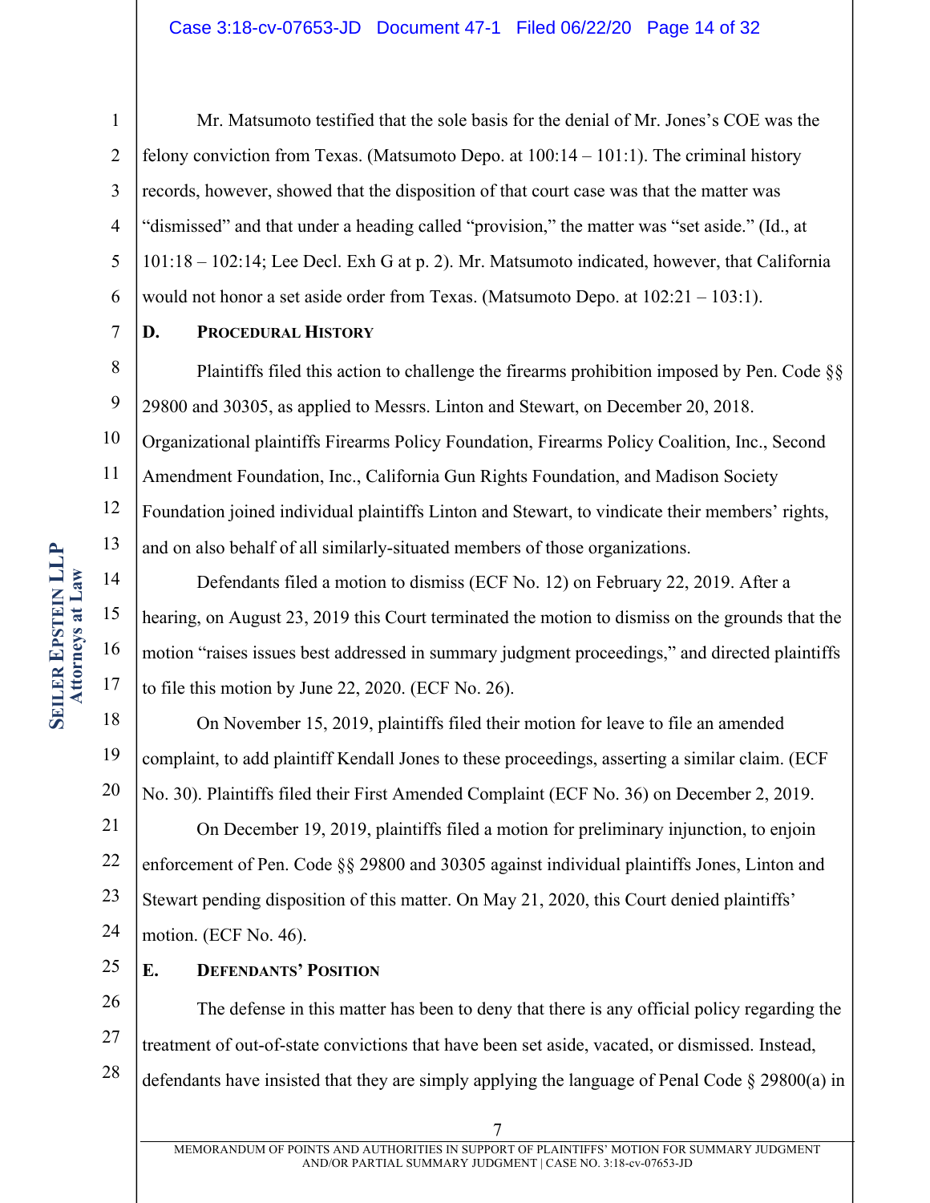Mr. Matsumoto testified that the sole basis for the denial of Mr. Jones's COE was the felony conviction from Texas. (Matsumoto Depo. at 100:14 – 101:1). The criminal history records, however, showed that the disposition of that court case was that the matter was "dismissed" and that under a heading called "provision," the matter was "set aside." (Id., at 101:18 – 102:14; Lee Decl. Exh G at p. 2). Mr. Matsumoto indicated, however, that California would not honor a set aside order from Texas. (Matsumoto Depo. at 102:21 – 103:1).

### D. Procedural History

Plaintiffs filed this action to challenge the firearms prohibition imposed by Pen. Code §§ 29800 and 30305, as applied to Messrs. Linton and Stewart, on December 20, 2018. Organizational plaintiffs Firearms Policy Foundation, Firearms Policy Coalition, Inc., Second Amendment Foundation, Inc., California Gun Rights Foundation, and Madison Society Foundation joined individual plaintiffs Linton and Stewart, to vindicate their members' rights, and on also behalf of all similarly-situated members of those organizations.

Defendants filed a motion to dismiss (ECF No. 12) on February 22, 2019. After a hearing, on August 23, 2019 this Court terminated the motion to dismiss on the grounds that the motion "raises issues best addressed in summary judgment proceedings," and directed plaintiffs to file this motion by June 22, 2020. (ECF No. 26).

On November 15, 2019, plaintiffs filed their motion for leave to file an amended complaint, to add plaintiff Kendall Jones to these proceedings, asserting a similar claim. (ECF No. 30). Plaintiffs filed their First Amended Complaint (ECF No. 36) on December 2, 2019.

On December 19, 2019, plaintiffs filed a motion for preliminary injunction, to enjoin enforcement of Pen. Code §§ 29800 and 30305 against individual plaintiffs Jones, Linton and Stewart pending disposition of this matter. On May 21, 2020, this Court denied plaintiffs' motion. (ECF No. 46).

### E. Defendants' Position

The defense in this matter has been to deny that there is any official policy regarding the treatment of out-of-state convictions that have been set aside, vacated, or dismissed. Instead, defendants have insisted that they are simply applying the language of Penal Code § 29800(a) in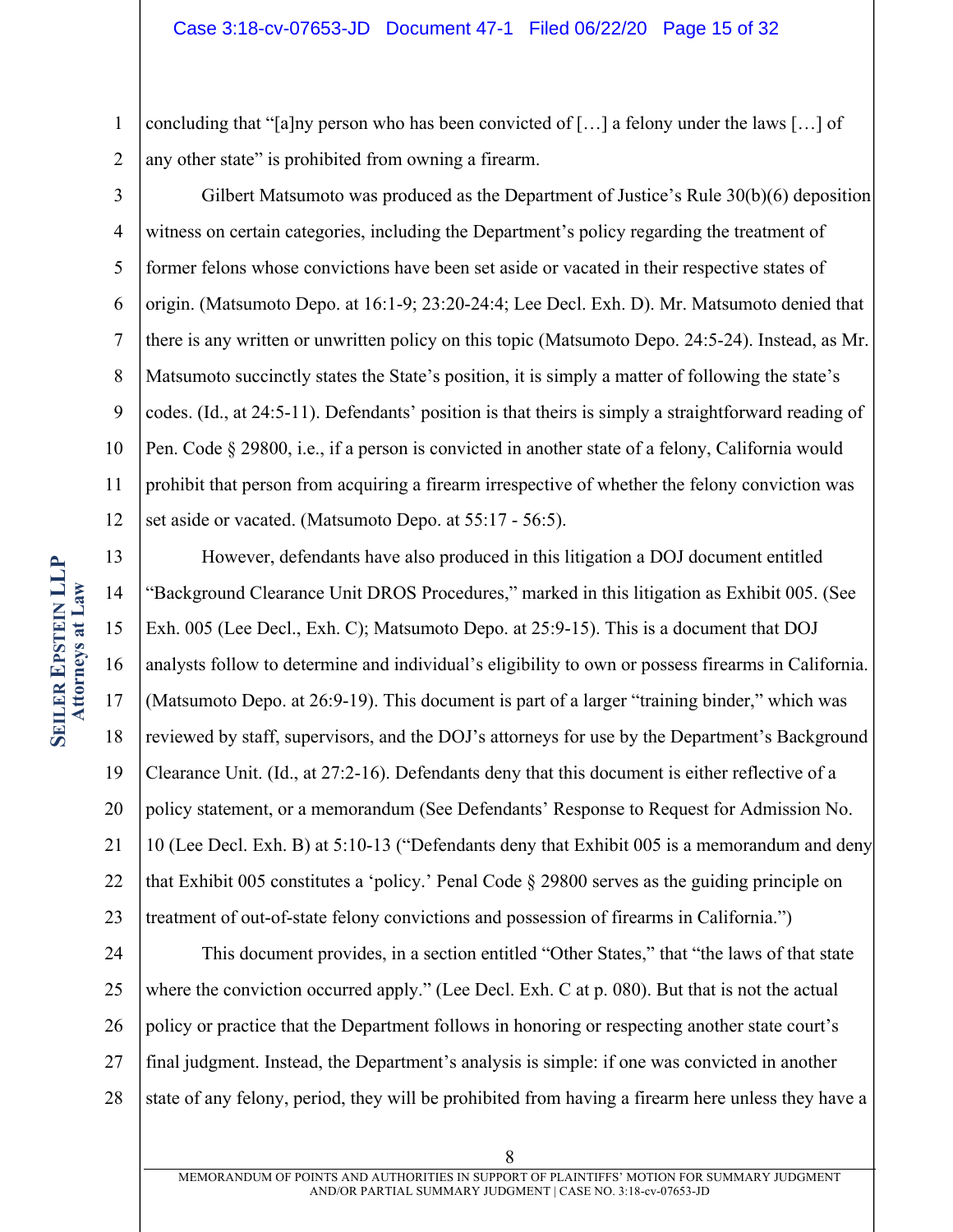concluding that "[a]ny person who has been convicted of […] a felony under the laws […] of any other state" is prohibited from owning a firearm.

Gilbert Matsumoto was produced as the Department of Justice's Rule 30(b)(6) deposition witness on certain categories, including the Department's policy regarding the treatment of former felons whose convictions have been set aside or vacated in their respective states of origin. (Matsumoto Depo. at 16:1-9; 23:20-24:4; Lee Decl. Exh. D). Mr. Matsumoto denied that there is any written or unwritten policy on this topic (Matsumoto Depo. 24:5-24). Instead, as Mr. Matsumoto succinctly states the State's position, it is simply a matter of following the state's codes. (Id., at 24:5-11). Defendants' position is that theirs is simply a straightforward reading of Pen. Code § 29800, i.e., if a person is convicted in another state of a felony, California would prohibit that person from acquiring a firearm irrespective of whether the felony conviction was set aside or vacated. (Matsumoto Depo. at 55:17 - 56:5).

However, defendants have also produced in this litigation a DOJ document entitled "Background Clearance Unit DROS Procedures," marked in this litigation as Exhibit 005. (See Exh. 005 (Lee Decl., Exh. C); Matsumoto Depo. at 25:9-15). This is a document that DOJ analysts follow to determine and individual's eligibility to own or possess firearms in California. (Matsumoto Depo. at 26:9-19). This document is part of a larger "training binder," which was reviewed by staff, supervisors, and the DOJ's attorneys for use by the Department's Background Clearance Unit. (Id., at 27:2-16). Defendants deny that this document is either reflective of a policy statement, or a memorandum (See Defendants' Response to Request for Admission No. 10 (Lee Decl. Exh. B) at 5:10-13 ("Defendants deny that Exhibit 005 is a memorandum and deny that Exhibit 005 constitutes a 'policy.' Penal Code § 29800 serves as the guiding principle on treatment of out-of-state felony convictions and possession of firearms in California.")

This document provides, in a section entitled "Other States," that "the laws of that state where the conviction occurred apply." (Lee Decl. Exh. C at p. 080). But that is not the actual policy or practice that the Department follows in honoring or respecting another state court's final judgment. Instead, the Department's analysis is simple: if one was convicted in another state of any felony, period, they will be prohibited from having a firearm here unless they have a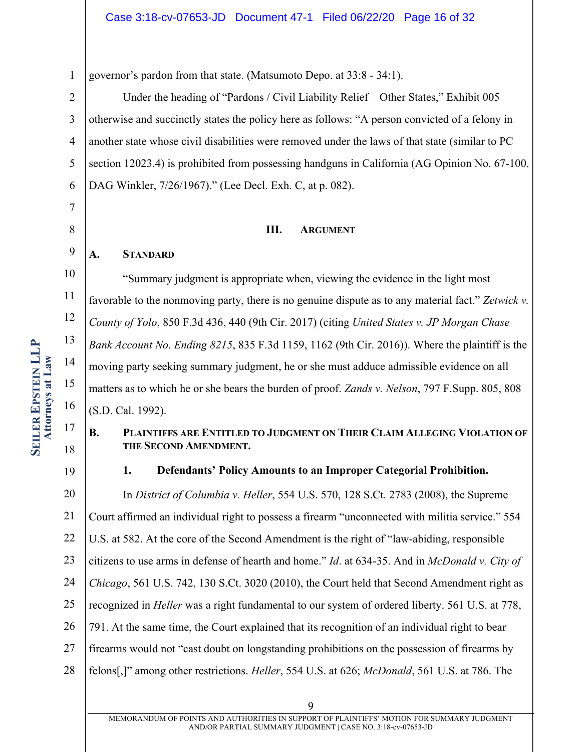governor's pardon from that state. (Matsumoto Depo. at 33:8 - 34:1).

Under the heading of "Pardons / Civil Liability Relief – Other States," Exhibit 005 otherwise and succinctly states the policy here as follows: "A person convicted of a felony in another state whose civil disabilities were removed under the laws of that state (similar to PC section 12023.4) is prohibited from possessing handguns in California (AG Opinion No. 67-100. DAG Winkler, 7/26/1967)." (Lee Decl. Exh. C, at p. 082).

## III. ARGUMENT

### A. STANDARD

"Summary judgment is appropriate when, viewing the evidence in the light most favorable to the nonmoving party, there is no genuine dispute as to any material fact." *Zetwick v. County of Yolo*, 850 F.3d 436, 440 (9th Cir. 2017) (citing *United States v. JP Morgan Chase Bank Account No. Ending 8215*, 835 F.3d 1159, 1162 (9th Cir. 2016)). Where the plaintiff is the moving party seeking summary judgment, he or she must adduce admissible evidence on all matters as to which he or she bears the burden of proof. *Zands v. Nelson*, 797 F.Supp. 805, 808 (S.D. Cal. 1992).

### B. PLAINTIFFS ARE ENTITLED TO JUDGMENT ON THEIR CLAIM ALLEGING VIOLATION OF THE SECOND AMENDMENT.

#### 1. Defendants' Policy Amounts to an Improper Categorial Prohibition.

In *District of Columbia v. Heller*, 554 U.S. 570, 128 S.Ct. 2783 (2008), the Supreme Court affirmed an individual right to possess a firearm "unconnected with militia service." 554 U.S. at 582. At the core of the Second Amendment is the right of "law-abiding, responsible citizens to use arms in defense of hearth and home." *Id.* at 634-35. And in *McDonald v. City of Chicago*, 561 U.S. 742, 130 S.Ct. 3020 (2010), the Court held that Second Amendment right as recognized in *Heller* was a right fundamental to our system of ordered liberty. 561 U.S. at 778, 791. At the same time, the Court explained that its recognition of an individual right to bear firearms would not "cast doubt on longstanding prohibitions on the possession of firearms by felons[,]" among other restrictions. *Heller*, 554 U.S. at 626; *McDonald*, 561 U.S. at 786. The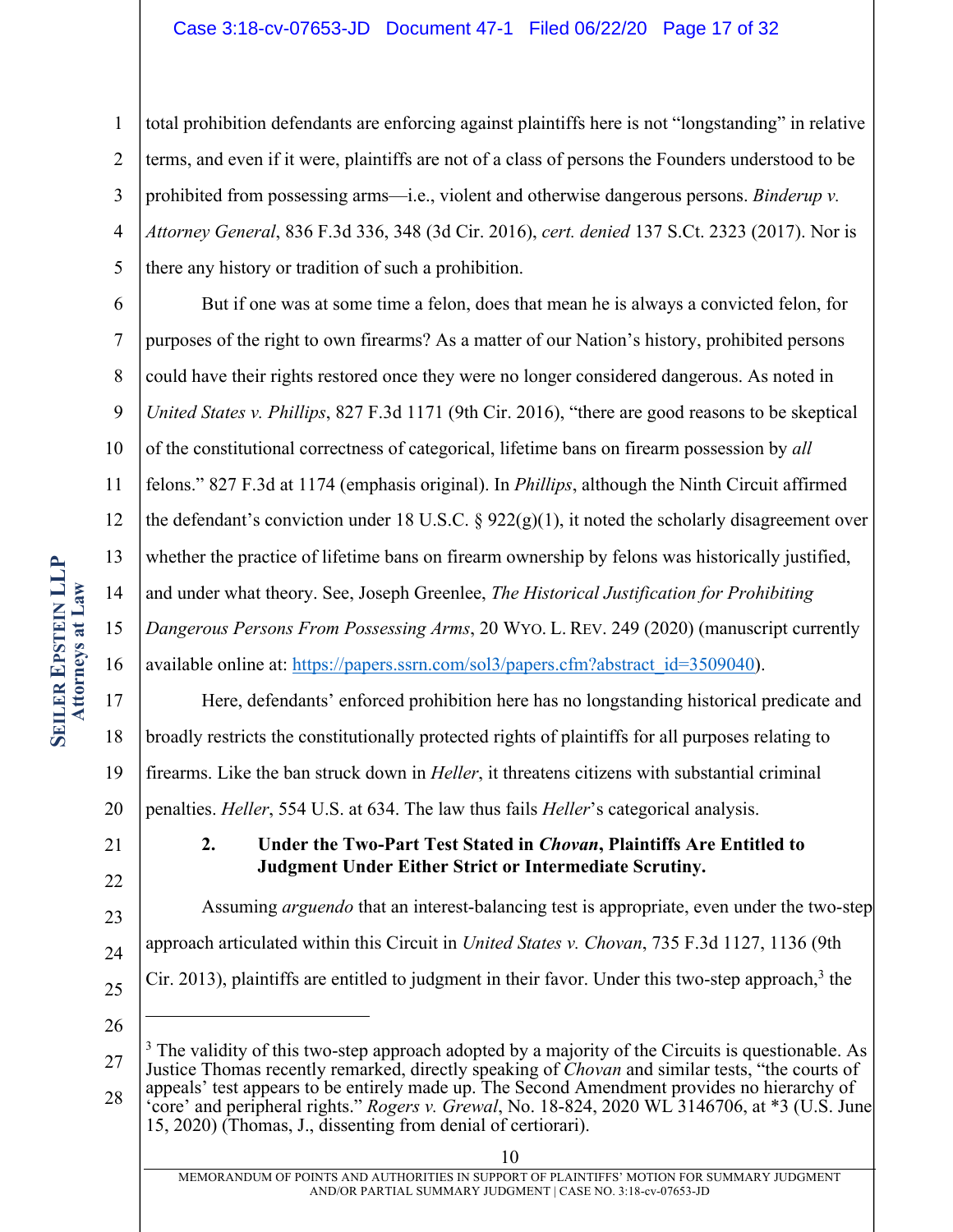total prohibition defendants are enforcing against plaintiffs here is not "longstanding" in relative terms, and even if it were, plaintiffs are not of a class of persons the Founders understood to be prohibited from possessing arms—i.e., violent and otherwise dangerous persons. *Binderup v. Attorney General*, 836 F.3d 336, 348 (3d Cir. 2016), *cert. denied* 137 S.Ct. 2323 (2017). Nor is there any history or tradition of such a prohibition.

But if one was at some time a felon, does that mean he is always a convicted felon, for purposes of the right to own firearms? As a matter of our Nation's history, prohibited persons could have their rights restored once they were no longer considered dangerous. As noted in *United States v. Phillips*, 827 F.3d 1171 (9th Cir. 2016), "there are good reasons to be skeptical of the constitutional correctness of categorical, lifetime bans on firearm possession by *all* felons." 827 F.3d at 1174 (emphasis original). In *Phillips*, although the Ninth Circuit affirmed the defendant's conviction under 18 U.S.C. § 922(g)(1), it noted the scholarly disagreement over whether the practice of lifetime bans on firearm ownership by felons was historically justified, and under what theory. See, Joseph Greenlee, *The Historical Justification for Prohibiting Dangerous Persons From Possessing Arms*, 20 WYO. L. REV. 249 (2020) (manuscript currently available online at: https://papers.ssrn.com/sol3/papers.cfm?abstract_id=3509040).

Here, defendants' enforced prohibition here has no longstanding historical predicate and broadly restricts the constitutionally protected rights of plaintiffs for all purposes relating to firearms. Like the ban struck down in *Heller*, it threatens citizens with substantial criminal penalties. *Heller*, 554 U.S. at 634. The law thus fails *Heller*'s categorical analysis.

**2. Under the Two-Part Test Stated in *Chovan*, Plaintiffs Are Entitled to Judgment Under Either Strict or Intermediate Scrutiny.**

Assuming *arguendo* that an interest-balancing test is appropriate, even under the two-step approach articulated within this Circuit in *United States v. Chovan*, 735 F.3d 1127, 1136 (9th Cir. 2013), plaintiffs are entitled to judgment in their favor. Under this two-step approach,[3] the

---

[3] The validity of this two-step approach adopted by a majority of the Circuits is questionable. As Justice Thomas recently remarked, directly speaking of *Chovan* and similar tests, "the courts of appeals' test appears to be entirely made up. The Second Amendment provides no hierarchy of 'core' and peripheral rights." *Rogers v. Grewal*, No. 18-824, 2020 WL 3146706, at *3 (U.S. June 15, 2020) (Thomas, J., dissenting from denial of certiorari).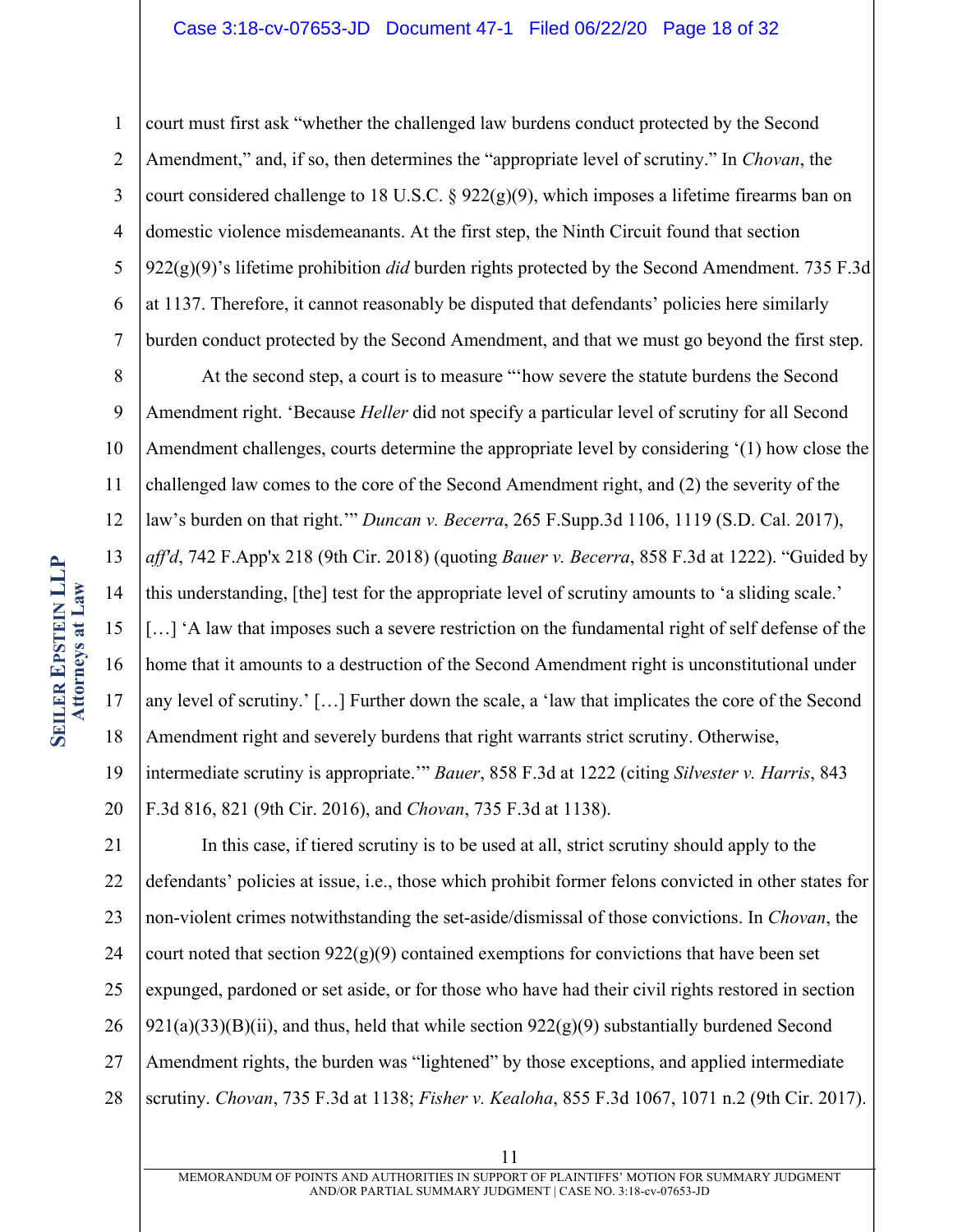court must first ask "whether the challenged law burdens conduct protected by the Second Amendment," and, if so, then determines the "appropriate level of scrutiny." In *Chovan*, the court considered challenge to 18 U.S.C. § 922(g)(9), which imposes a lifetime firearms ban on domestic violence misdemeanants. At the first step, the Ninth Circuit found that section 922(g)(9)'s lifetime prohibition *did* burden rights protected by the Second Amendment. 735 F.3d at 1137. Therefore, it cannot reasonably be disputed that defendants' policies here similarly burden conduct protected by the Second Amendment, and that we must go beyond the first step.

At the second step, a court is to measure "'how severe the statute burdens the Second Amendment right. 'Because *Heller* did not specify a particular level of scrutiny for all Second Amendment challenges, courts determine the appropriate level by considering '(1) how close the challenged law comes to the core of the Second Amendment right, and (2) the severity of the law's burden on that right.'" *Duncan v. Becerra*, 265 F.Supp.3d 1106, 1119 (S.D. Cal. 2017), *aff'd*, 742 F.App'x 218 (9th Cir. 2018) (quoting *Bauer v. Becerra*, 858 F.3d at 1222). "Guided by this understanding, [the] test for the appropriate level of scrutiny amounts to 'a sliding scale.' […] 'A law that imposes such a severe restriction on the fundamental right of self defense of the home that it amounts to a destruction of the Second Amendment right is unconstitutional under any level of scrutiny.' […] Further down the scale, a 'law that implicates the core of the Second Amendment right and severely burdens that right warrants strict scrutiny. Otherwise, intermediate scrutiny is appropriate.'" *Bauer*, 858 F.3d at 1222 (citing *Silvester v. Harris*, 843 F.3d 816, 821 (9th Cir. 2016), and *Chovan*, 735 F.3d at 1138).

In this case, if tiered scrutiny is to be used at all, strict scrutiny should apply to the defendants' policies at issue, i.e., those which prohibit former felons convicted in other states for non-violent crimes notwithstanding the set-aside/dismissal of those convictions. In *Chovan*, the court noted that section 922(g)(9) contained exemptions for convictions that have been set expunged, pardoned or set aside, or for those who have had their civil rights restored in section 921(a)(33)(B)(ii), and thus, held that while section 922(g)(9) substantially burdened Second Amendment rights, the burden was "lightened" by those exceptions, and applied intermediate scrutiny. *Chovan*, 735 F.3d at 1138; *Fisher v. Kealoha*, 855 F.3d 1067, 1071 n.2 (9th Cir. 2017).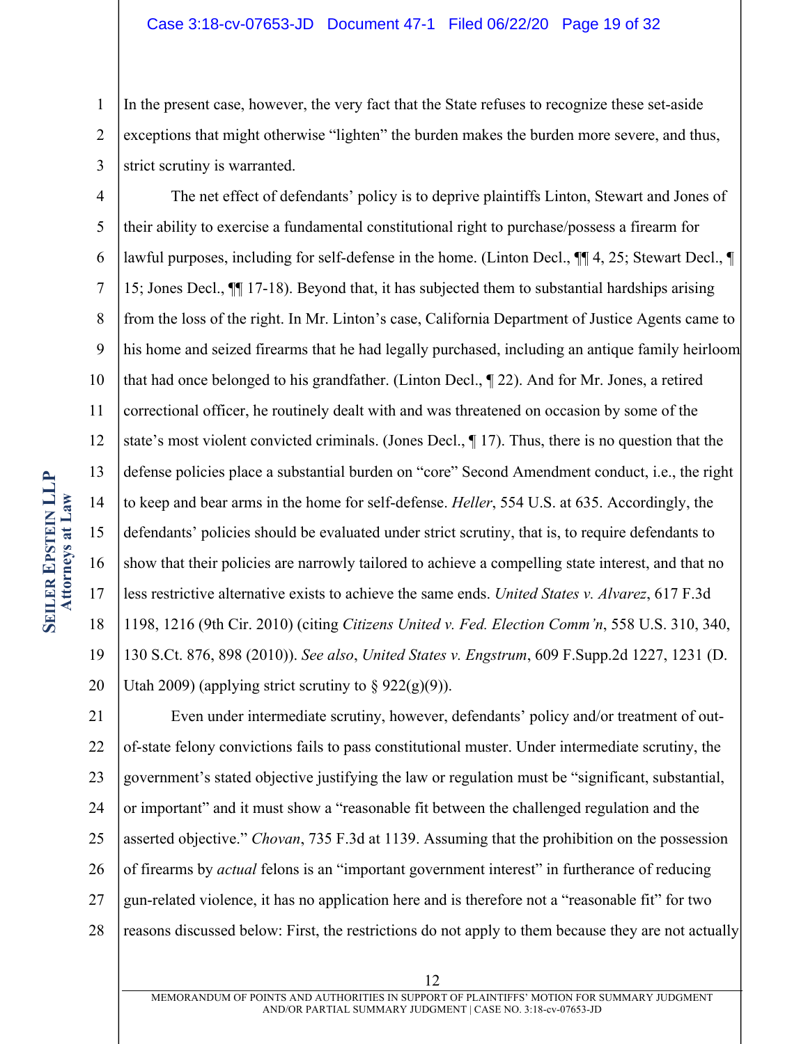In the present case, however, the very fact that the State refuses to recognize these set-aside exceptions that might otherwise "lighten" the burden makes the burden more severe, and thus, strict scrutiny is warranted.

The net effect of defendants' policy is to deprive plaintiffs Linton, Stewart and Jones of their ability to exercise a fundamental constitutional right to purchase/possess a firearm for lawful purposes, including for self-defense in the home. (Linton Decl., ¶¶ 4, 25; Stewart Decl., ¶ 15; Jones Decl., ¶¶ 17-18). Beyond that, it has subjected them to substantial hardships arising from the loss of the right. In Mr. Linton's case, California Department of Justice Agents came to his home and seized firearms that he had legally purchased, including an antique family heirloom that had once belonged to his grandfather. (Linton Decl., ¶ 22). And for Mr. Jones, a retired correctional officer, he routinely dealt with and was threatened on occasion by some of the state's most violent convicted criminals. (Jones Decl., ¶ 17). Thus, there is no question that the defense policies place a substantial burden on "core" Second Amendment conduct, i.e., the right to keep and bear arms in the home for self-defense. *Heller*, 554 U.S. at 635. Accordingly, the defendants' policies should be evaluated under strict scrutiny, that is, to require defendants to show that their policies are narrowly tailored to achieve a compelling state interest, and that no less restrictive alternative exists to achieve the same ends. *United States v. Alvarez*, 617 F.3d 1198, 1216 (9th Cir. 2010) (citing *Citizens United v. Fed. Election Comm'n*, 558 U.S. 310, 340, 130 S.Ct. 876, 898 (2010)). *See also*, *United States v. Engstrum*, 609 F.Supp.2d 1227, 1231 (D. Utah 2009) (applying strict scrutiny to § 922(g)(9)).

Even under intermediate scrutiny, however, defendants' policy and/or treatment of out-of-state felony convictions fails to pass constitutional muster. Under intermediate scrutiny, the government's stated objective justifying the law or regulation must be "significant, substantial, or important" and it must show a "reasonable fit between the challenged regulation and the asserted objective." *Chovan*, 735 F.3d at 1139. Assuming that the prohibition on the possession of firearms by *actual* felons is an "important government interest" in furtherance of reducing gun-related violence, it has no application here and is therefore not a "reasonable fit" for two reasons discussed below: First, the restrictions do not apply to them because they are not actually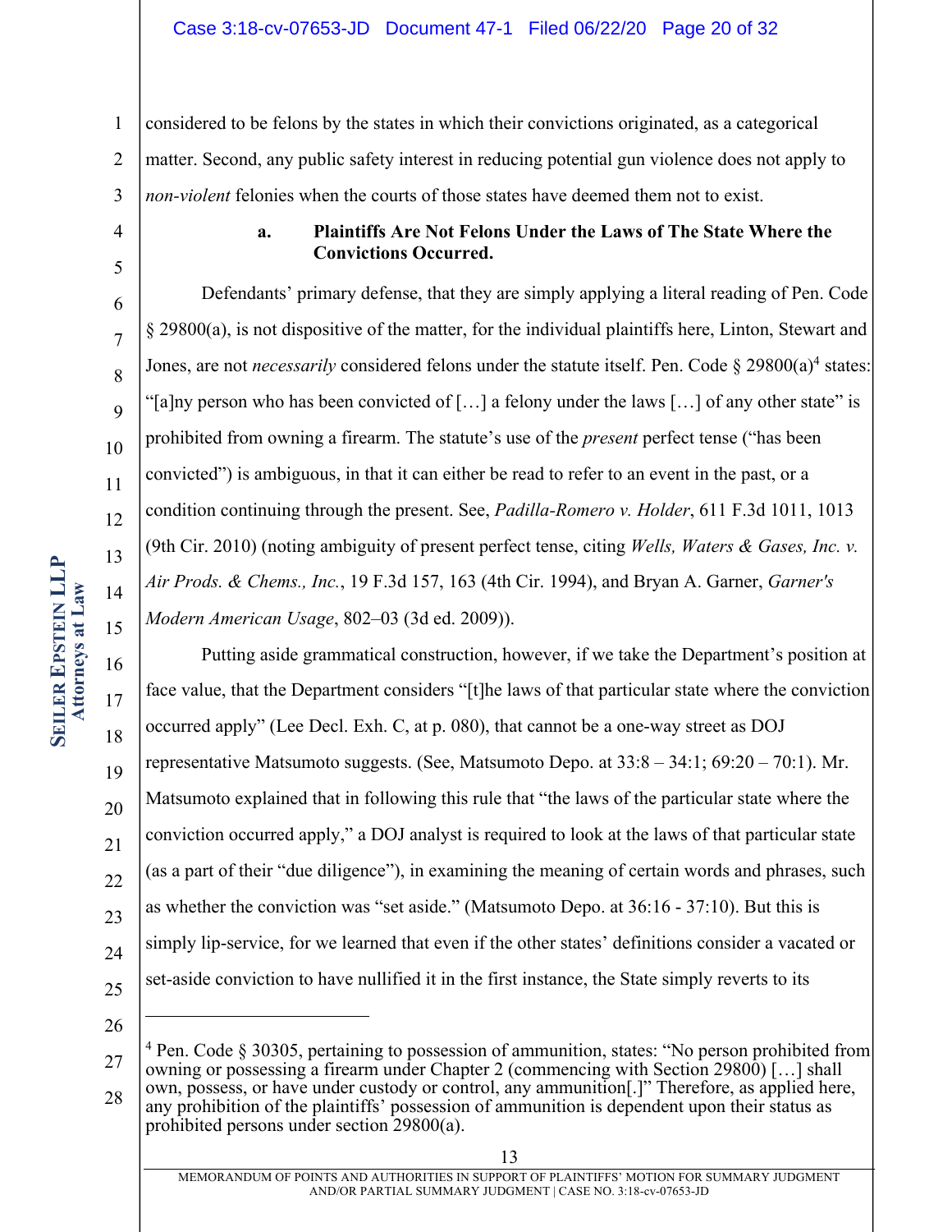considered to be felons by the states in which their convictions originated, as a categorical matter. Second, any public safety interest in reducing potential gun violence does not apply to *non-violent* felonies when the courts of those states have deemed them not to exist.

**a. Plaintiffs Are Not Felons Under the Laws of The State Where the Convictions Occurred.**

Defendants' primary defense, that they are simply applying a literal reading of Pen. Code § 29800(a), is not dispositive of the matter, for the individual plaintiffs here, Linton, Stewart and Jones, are not *necessarily* considered felons under the statute itself. Pen. Code § 29800(a)[4] states: "[a]ny person who has been convicted of […] a felony under the laws […] of any other state" is prohibited from owning a firearm. The statute's use of the *present* perfect tense ("has been convicted") is ambiguous, in that it can either be read to refer to an event in the past, or a condition continuing through the present. See, *Padilla-Romero v. Holder*, 611 F.3d 1011, 1013 (9th Cir. 2010) (noting ambiguity of present perfect tense, citing *Wells, Waters & Gases, Inc. v. Air Prods. & Chems., Inc.*, 19 F.3d 157, 163 (4th Cir. 1994), and Bryan A. Garner, *Garner's Modern American Usage*, 802–03 (3d ed. 2009)).

Putting aside grammatical construction, however, if we take the Department's position at face value, that the Department considers "[t]he laws of that particular state where the conviction occurred apply" (Lee Decl. Exh. C, at p. 080), that cannot be a one-way street as DOJ representative Matsumoto suggests. (See, Matsumoto Depo. at 33:8 – 34:1; 69:20 – 70:1). Mr. Matsumoto explained that in following this rule that "the laws of the particular state where the conviction occurred apply," a DOJ analyst is required to look at the laws of that particular state (as a part of their "due diligence"), in examining the meaning of certain words and phrases, such as whether the conviction was "set aside." (Matsumoto Depo. at 36:16 - 37:10). But this is simply lip-service, for we learned that even if the other states' definitions consider a vacated or set-aside conviction to have nullified it in the first instance, the State simply reverts to its

---

[4] Pen. Code § 30305, pertaining to possession of ammunition, states: "No person prohibited from owning or possessing a firearm under Chapter 2 (commencing with Section 29800) […] shall own, possess, or have under custody or control, any ammunition[.]" Therefore, as applied here, any prohibition of the plaintiffs' possession of ammunition is dependent upon their status as prohibited persons under section 29800(a).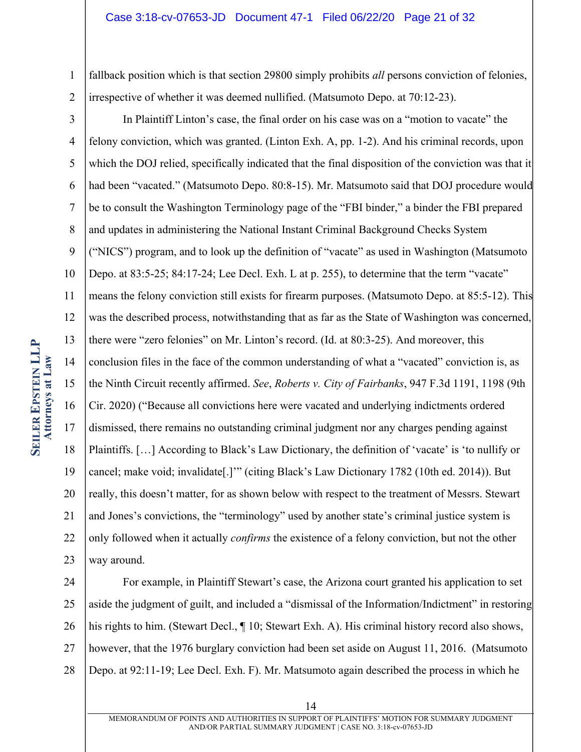fallback position which is that section 29800 simply prohibits *all* persons conviction of felonies, irrespective of whether it was deemed nullified. (Matsumoto Depo. at 70:12-23).

In Plaintiff Linton's case, the final order on his case was on a "motion to vacate" the felony conviction, which was granted. (Linton Exh. A, pp. 1-2). And his criminal records, upon which the DOJ relied, specifically indicated that the final disposition of the conviction was that it had been "vacated." (Matsumoto Depo. 80:8-15). Mr. Matsumoto said that DOJ procedure would be to consult the Washington Terminology page of the "FBI binder," a binder the FBI prepared and updates in administering the National Instant Criminal Background Checks System ("NICS") program, and to look up the definition of "vacate" as used in Washington (Matsumoto Depo. at 83:5-25; 84:17-24; Lee Decl. Exh. L at p. 255), to determine that the term "vacate" means the felony conviction still exists for firearm purposes. (Matsumoto Depo. at 85:5-12). This was the described process, notwithstanding that as far as the State of Washington was concerned, there were "zero felonies" on Mr. Linton's record. (Id. at 80:3-25). And moreover, this conclusion files in the face of the common understanding of what a "vacated" conviction is, as the Ninth Circuit recently affirmed. *See*, *Roberts v. City of Fairbanks*, 947 F.3d 1191, 1198 (9th Cir. 2020) ("Because all convictions here were vacated and underlying indictments ordered dismissed, there remains no outstanding criminal judgment nor any charges pending against Plaintiffs. […] According to Black's Law Dictionary, the definition of 'vacate' is 'to nullify or cancel; make void; invalidate[.]'" (citing Black's Law Dictionary 1782 (10th ed. 2014)). But really, this doesn't matter, for as shown below with respect to the treatment of Messrs. Stewart and Jones's convictions, the "terminology" used by another state's criminal justice system is only followed when it actually *confirms* the existence of a felony conviction, but not the other way around.

For example, in Plaintiff Stewart's case, the Arizona court granted his application to set aside the judgment of guilt, and included a "dismissal of the Information/Indictment" in restoring his rights to him. (Stewart Decl., ¶ 10; Stewart Exh. A). His criminal history record also shows, however, that the 1976 burglary conviction had been set aside on August 11, 2016. (Matsumoto Depo. at 92:11-19; Lee Decl. Exh. F). Mr. Matsumoto again described the process in which he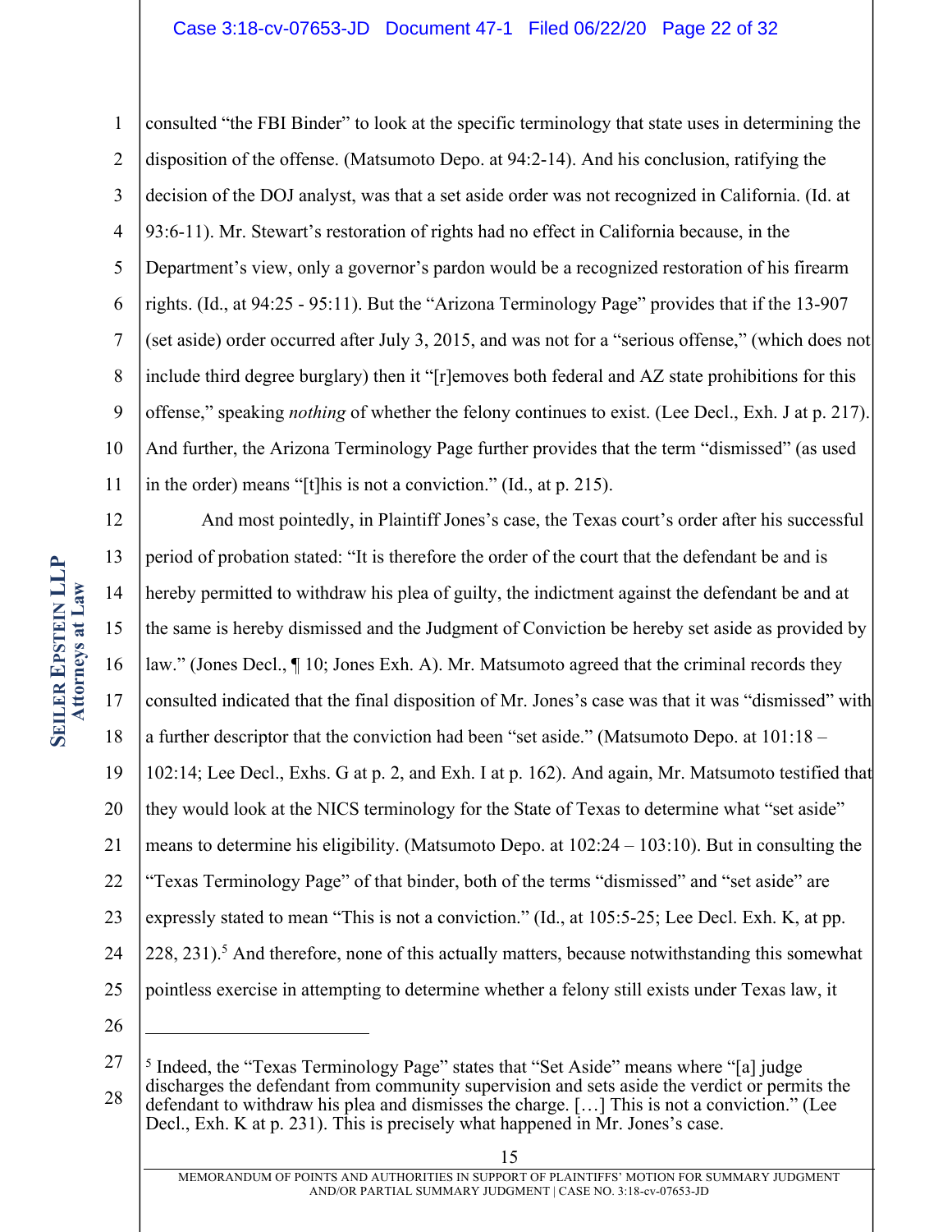consulted "the FBI Binder" to look at the specific terminology that state uses in determining the disposition of the offense. (Matsumoto Depo. at 94:2-14). And his conclusion, ratifying the decision of the DOJ analyst, was that a set aside order was not recognized in California. (Id. at 93:6-11). Mr. Stewart's restoration of rights had no effect in California because, in the Department's view, only a governor's pardon would be a recognized restoration of his firearm rights. (Id., at 94:25 - 95:11). But the "Arizona Terminology Page" provides that if the 13-907 (set aside) order occurred after July 3, 2015, and was not for a "serious offense," (which does not include third degree burglary) then it "[r]emoves both federal and AZ state prohibitions for this offense," speaking *nothing* of whether the felony continues to exist. (Lee Decl., Exh. J at p. 217). And further, the Arizona Terminology Page further provides that the term "dismissed" (as used in the order) means "[t]his is not a conviction." (Id., at p. 215).

And most pointedly, in Plaintiff Jones's case, the Texas court's order after his successful period of probation stated: "It is therefore the order of the court that the defendant be and is hereby permitted to withdraw his plea of guilty, the indictment against the defendant be and at the same is hereby dismissed and the Judgment of Conviction be hereby set aside as provided by law." (Jones Decl., ¶ 10; Jones Exh. A). Mr. Matsumoto agreed that the criminal records they consulted indicated that the final disposition of Mr. Jones's case was that it was "dismissed" with a further descriptor that the conviction had been "set aside." (Matsumoto Depo. at 101:18 – 102:14; Lee Decl., Exhs. G at p. 2, and Exh. I at p. 162). And again, Mr. Matsumoto testified that they would look at the NICS terminology for the State of Texas to determine what "set aside" means to determine his eligibility. (Matsumoto Depo. at 102:24 – 103:10). But in consulting the "Texas Terminology Page" of that binder, both of the terms "dismissed" and "set aside" are expressly stated to mean "This is not a conviction." (Id., at 105:5-25; Lee Decl. Exh. K, at pp. 228, 231).[5] And therefore, none of this actually matters, because notwithstanding this somewhat pointless exercise in attempting to determine whether a felony still exists under Texas law, it

---

[5] Indeed, the "Texas Terminology Page" states that "Set Aside" means where "[a] judge discharges the defendant from community supervision and sets aside the verdict or permits the defendant to withdraw his plea and dismisses the charge. […] This is not a conviction." (Lee Decl., Exh. K at p. 231). This is precisely what happened in Mr. Jones's case.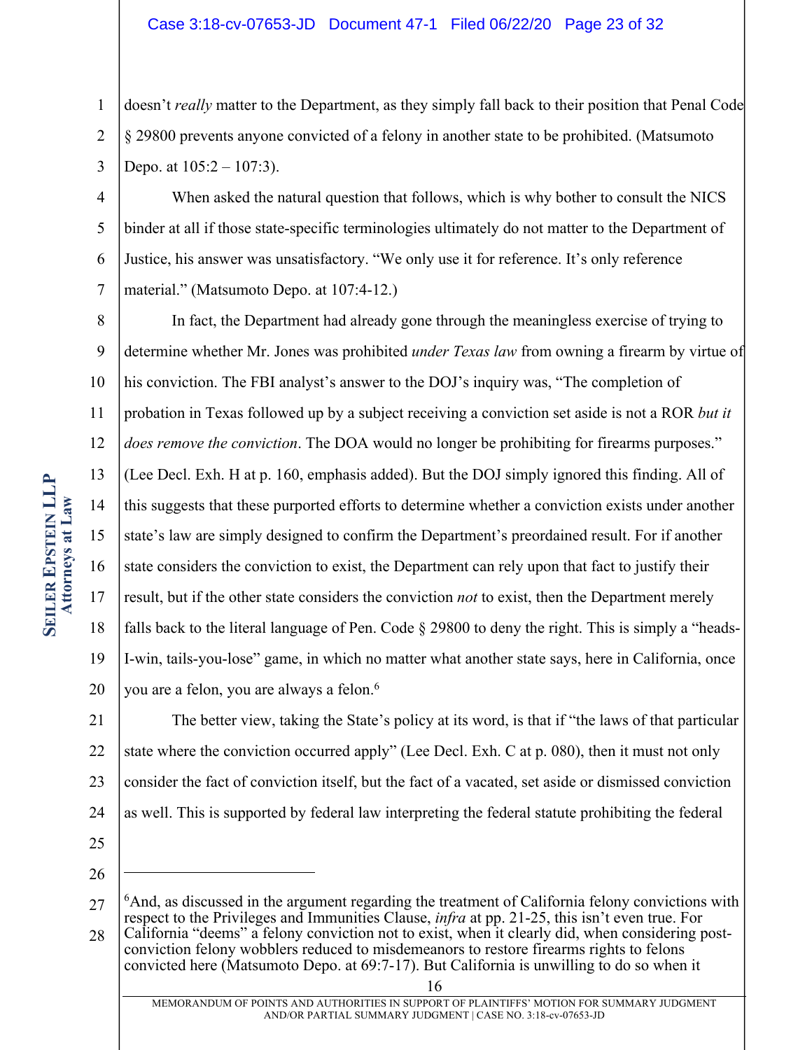doesn't *really* matter to the Department, as they simply fall back to their position that Penal Code § 29800 prevents anyone convicted of a felony in another state to be prohibited. (Matsumoto Depo. at 105:2 – 107:3).

When asked the natural question that follows, which is why bother to consult the NICS binder at all if those state-specific terminologies ultimately do not matter to the Department of Justice, his answer was unsatisfactory. "We only use it for reference. It's only reference material." (Matsumoto Depo. at 107:4-12.)

In fact, the Department had already gone through the meaningless exercise of trying to determine whether Mr. Jones was prohibited *under Texas law* from owning a firearm by virtue of his conviction. The FBI analyst's answer to the DOJ's inquiry was, "The completion of probation in Texas followed up by a subject receiving a conviction set aside is not a ROR *but it does remove the conviction*. The DOA would no longer be prohibiting for firearms purposes." (Lee Decl. Exh. H at p. 160, emphasis added). But the DOJ simply ignored this finding. All of this suggests that these purported efforts to determine whether a conviction exists under another state's law are simply designed to confirm the Department's preordained result. For if another state considers the conviction to exist, the Department can rely upon that fact to justify their result, but if the other state considers the conviction *not* to exist, then the Department merely falls back to the literal language of Pen. Code § 29800 to deny the right. This is simply a "heads-I-win, tails-you-lose" game, in which no matter what another state says, here in California, once you are a felon, you are always a felon.[6]

The better view, taking the State's policy at its word, is that if "the laws of that particular state where the conviction occurred apply" (Lee Decl. Exh. C at p. 080), then it must not only consider the fact of conviction itself, but the fact of a vacated, set aside or dismissed conviction as well. This is supported by federal law interpreting the federal statute prohibiting the federal

---

[6]And, as discussed in the argument regarding the treatment of California felony convictions with respect to the Privileges and Immunities Clause, *infra* at pp. 21-25, this isn't even true. For California "deems" a felony conviction not to exist, when it clearly did, when considering post-conviction felony wobblers reduced to misdemeanors to restore firearms rights to felons convicted here (Matsumoto Depo. at 69:7-17). But California is unwilling to do so when it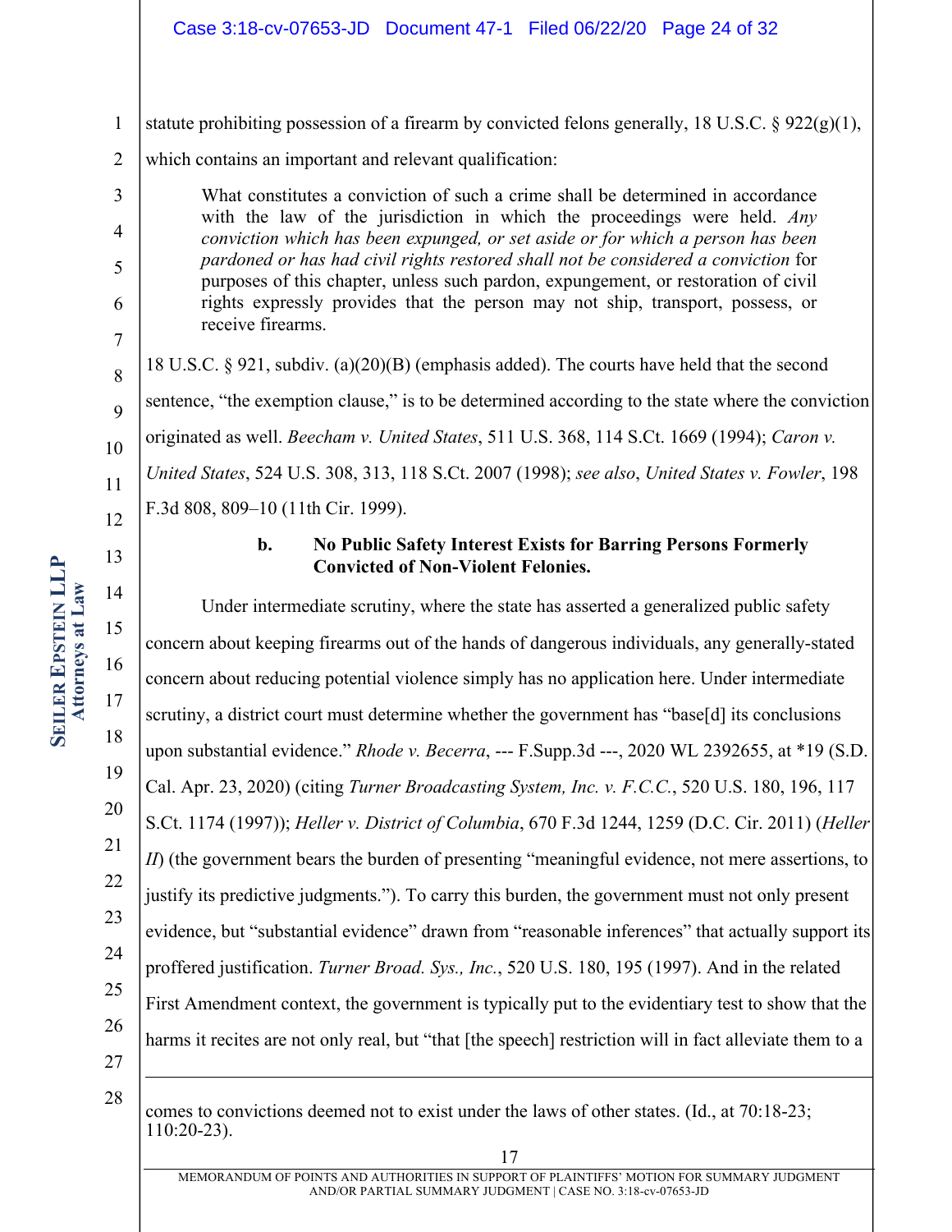statute prohibiting possession of a firearm by convicted felons generally, 18 U.S.C. § 922(g)(1), which contains an important and relevant qualification:

> What constitutes a conviction of such a crime shall be determined in accordance with the law of the jurisdiction in which the proceedings were held. *Any conviction which has been expunged, or set aside or for which a person has been pardoned or has had civil rights restored shall not be considered a conviction* for purposes of this chapter, unless such pardon, expungement, or restoration of civil rights expressly provides that the person may not ship, transport, possess, or receive firearms.

18 U.S.C. § 921, subdiv. (a)(20)(B) (emphasis added). The courts have held that the second sentence, "the exemption clause," is to be determined according to the state where the conviction originated as well. *Beecham v. United States*, 511 U.S. 368, 114 S.Ct. 1669 (1994); *Caron v. United States*, 524 U.S. 308, 313, 118 S.Ct. 2007 (1998); *see also*, *United States v. Fowler*, 198 F.3d 808, 809–10 (11th Cir. 1999).

**b. No Public Safety Interest Exists for Barring Persons Formerly Convicted of Non-Violent Felonies.**

Under intermediate scrutiny, where the state has asserted a generalized public safety concern about keeping firearms out of the hands of dangerous individuals, any generally-stated concern about reducing potential violence simply has no application here. Under intermediate scrutiny, a district court must determine whether the government has "base[d] its conclusions upon substantial evidence." *Rhode v. Becerra*, --- F.Supp.3d ---, 2020 WL 2392655, at *19 (S.D. Cal. Apr. 23, 2020) (citing *Turner Broadcasting System, Inc. v. F.C.C.*, 520 U.S. 180, 196, 117 S.Ct. 1174 (1997)); *Heller v. District of Columbia*, 670 F.3d 1244, 1259 (D.C. Cir. 2011) (*Heller II*) (the government bears the burden of presenting "meaningful evidence, not mere assertions, to justify its predictive judgments."). To carry this burden, the government must not only present evidence, but "substantial evidence" drawn from "reasonable inferences" that actually support its proffered justification. *Turner Broad. Sys., Inc.*, 520 U.S. 180, 195 (1997). And in the related First Amendment context, the government is typically put to the evidentiary test to show that the harms it recites are not only real, but "that [the speech] restriction will in fact alleviate them to a

---

comes to convictions deemed not to exist under the laws of other states. (Id., at 70:18-23; 110:20-23).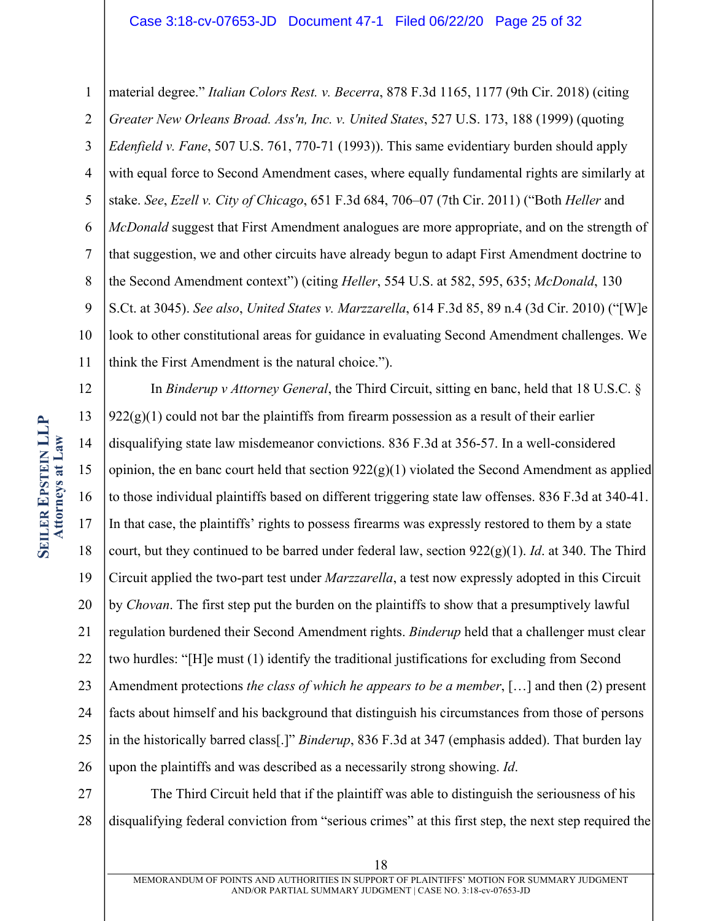material degree." *Italian Colors Rest. v. Becerra*, 878 F.3d 1165, 1177 (9th Cir. 2018) (citing *Greater New Orleans Broad. Ass'n, Inc. v. United States*, 527 U.S. 173, 188 (1999) (quoting *Edenfield v. Fane*, 507 U.S. 761, 770-71 (1993)). This same evidentiary burden should apply with equal force to Second Amendment cases, where equally fundamental rights are similarly at stake. *See*, *Ezell v. City of Chicago*, 651 F.3d 684, 706–07 (7th Cir. 2011) ("Both *Heller* and *McDonald* suggest that First Amendment analogues are more appropriate, and on the strength of that suggestion, we and other circuits have already begun to adapt First Amendment doctrine to the Second Amendment context") (citing *Heller*, 554 U.S. at 582, 595, 635; *McDonald*, 130 S.Ct. at 3045). *See also*, *United States v. Marzzarella*, 614 F.3d 85, 89 n.4 (3d Cir. 2010) ("[W]e look to other constitutional areas for guidance in evaluating Second Amendment challenges. We think the First Amendment is the natural choice.").

In *Binderup v Attorney General*, the Third Circuit, sitting en banc, held that 18 U.S.C. § 922(g)(1) could not bar the plaintiffs from firearm possession as a result of their earlier disqualifying state law misdemeanor convictions. 836 F.3d at 356-57. In a well-considered opinion, the en banc court held that section 922(g)(1) violated the Second Amendment as applied to those individual plaintiffs based on different triggering state law offenses. 836 F.3d at 340-41. In that case, the plaintiffs' rights to possess firearms was expressly restored to them by a state court, but they continued to be barred under federal law, section 922(g)(1). *Id*. at 340. The Third Circuit applied the two-part test under *Marzzarella*, a test now expressly adopted in this Circuit by *Chovan*. The first step put the burden on the plaintiffs to show that a presumptively lawful regulation burdened their Second Amendment rights. *Binderup* held that a challenger must clear two hurdles: "[H]e must (1) identify the traditional justifications for excluding from Second Amendment protections *the class of which he appears to be a member*, […] and then (2) present facts about himself and his background that distinguish his circumstances from those of persons in the historically barred class[.]" *Binderup*, 836 F.3d at 347 (emphasis added). That burden lay upon the plaintiffs and was described as a necessarily strong showing. *Id*.

The Third Circuit held that if the plaintiff was able to distinguish the seriousness of his disqualifying federal conviction from "serious crimes" at this first step, the next step required the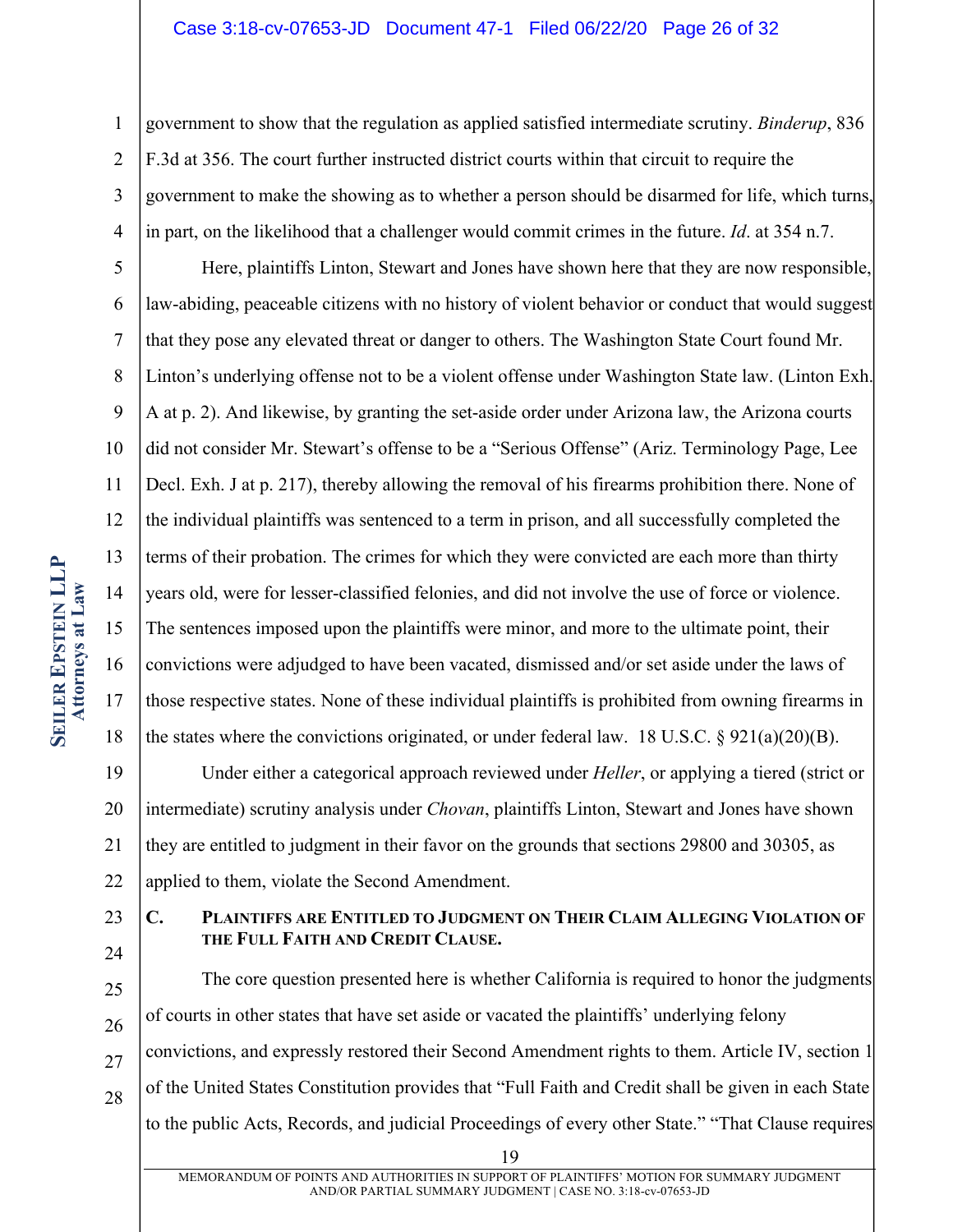government to show that the regulation as applied satisfied intermediate scrutiny. *Binderup*, 836 F.3d at 356. The court further instructed district courts within that circuit to require the government to make the showing as to whether a person should be disarmed for life, which turns, in part, on the likelihood that a challenger would commit crimes in the future. *Id*. at 354 n.7.

Here, plaintiffs Linton, Stewart and Jones have shown here that they are now responsible, law-abiding, peaceable citizens with no history of violent behavior or conduct that would suggest that they pose any elevated threat or danger to others. The Washington State Court found Mr. Linton's underlying offense not to be a violent offense under Washington State law. (Linton Exh. A at p. 2). And likewise, by granting the set-aside order under Arizona law, the Arizona courts did not consider Mr. Stewart's offense to be a "Serious Offense" (Ariz. Terminology Page, Lee Decl. Exh. J at p. 217), thereby allowing the removal of his firearms prohibition there. None of the individual plaintiffs was sentenced to a term in prison, and all successfully completed the terms of their probation. The crimes for which they were convicted are each more than thirty years old, were for lesser-classified felonies, and did not involve the use of force or violence. The sentences imposed upon the plaintiffs were minor, and more to the ultimate point, their convictions were adjudged to have been vacated, dismissed and/or set aside under the laws of those respective states. None of these individual plaintiffs is prohibited from owning firearms in the states where the convictions originated, or under federal law. 18 U.S.C. § 921(a)(20)(B).

Under either a categorical approach reviewed under *Heller*, or applying a tiered (strict or intermediate) scrutiny analysis under *Chovan*, plaintiffs Linton, Stewart and Jones have shown they are entitled to judgment in their favor on the grounds that sections 29800 and 30305, as applied to them, violate the Second Amendment.

### C. Plaintiffs Are Entitled to Judgment on Their Claim Alleging Violation of the Full Faith and Credit Clause.

The core question presented here is whether California is required to honor the judgments of courts in other states that have set aside or vacated the plaintiffs' underlying felony convictions, and expressly restored their Second Amendment rights to them. Article IV, section 1 of the United States Constitution provides that "Full Faith and Credit shall be given in each State to the public Acts, Records, and judicial Proceedings of every other State." "That Clause requires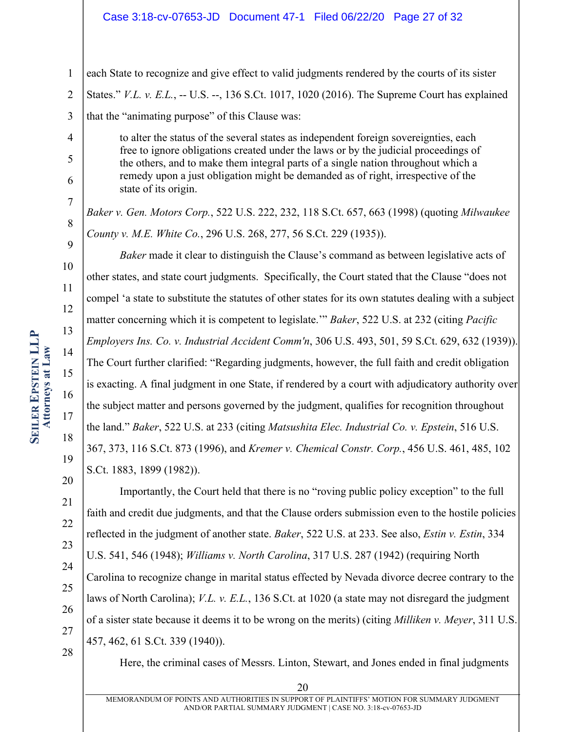each State to recognize and give effect to valid judgments rendered by the courts of its sister States." *V.L. v. E.L.*, -- U.S. --, 136 S.Ct. 1017, 1020 (2016). The Supreme Court has explained that the "animating purpose" of this Clause was:

> to alter the status of the several states as independent foreign sovereignties, each free to ignore obligations created under the laws or by the judicial proceedings of the others, and to make them integral parts of a single nation throughout which a remedy upon a just obligation might be demanded as of right, irrespective of the state of its origin.

*Baker v. Gen. Motors Corp.*, 522 U.S. 222, 232, 118 S.Ct. 657, 663 (1998) (quoting *Milwaukee County v. M.E. White Co.*, 296 U.S. 268, 277, 56 S.Ct. 229 (1935)).

*Baker* made it clear to distinguish the Clause's command as between legislative acts of other states, and state court judgments. Specifically, the Court stated that the Clause "does not compel 'a state to substitute the statutes of other states for its own statutes dealing with a subject matter concerning which it is competent to legislate.'" *Baker*, 522 U.S. at 232 (citing *Pacific Employers Ins. Co. v. Industrial Accident Comm'n*, 306 U.S. 493, 501, 59 S.Ct. 629, 632 (1939)). The Court further clarified: "Regarding judgments, however, the full faith and credit obligation is exacting. A final judgment in one State, if rendered by a court with adjudicatory authority over the subject matter and persons governed by the judgment, qualifies for recognition throughout the land." *Baker*, 522 U.S. at 233 (citing *Matsushita Elec. Industrial Co. v. Epstein*, 516 U.S. 367, 373, 116 S.Ct. 873 (1996), and *Kremer v. Chemical Constr. Corp.*, 456 U.S. 461, 485, 102 S.Ct. 1883, 1899 (1982)).

Importantly, the Court held that there is no "roving public policy exception" to the full faith and credit due judgments, and that the Clause orders submission even to the hostile policies reflected in the judgment of another state. *Baker*, 522 U.S. at 233. See also, *Estin v. Estin*, 334 U.S. 541, 546 (1948); *Williams v. North Carolina*, 317 U.S. 287 (1942) (requiring North Carolina to recognize change in marital status effected by Nevada divorce decree contrary to the laws of North Carolina); *V.L. v. E.L.*, 136 S.Ct. at 1020 (a state may not disregard the judgment of a sister state because it deems it to be wrong on the merits) (citing *Milliken v. Meyer*, 311 U.S. 457, 462, 61 S.Ct. 339 (1940)).

Here, the criminal cases of Messrs. Linton, Stewart, and Jones ended in final judgments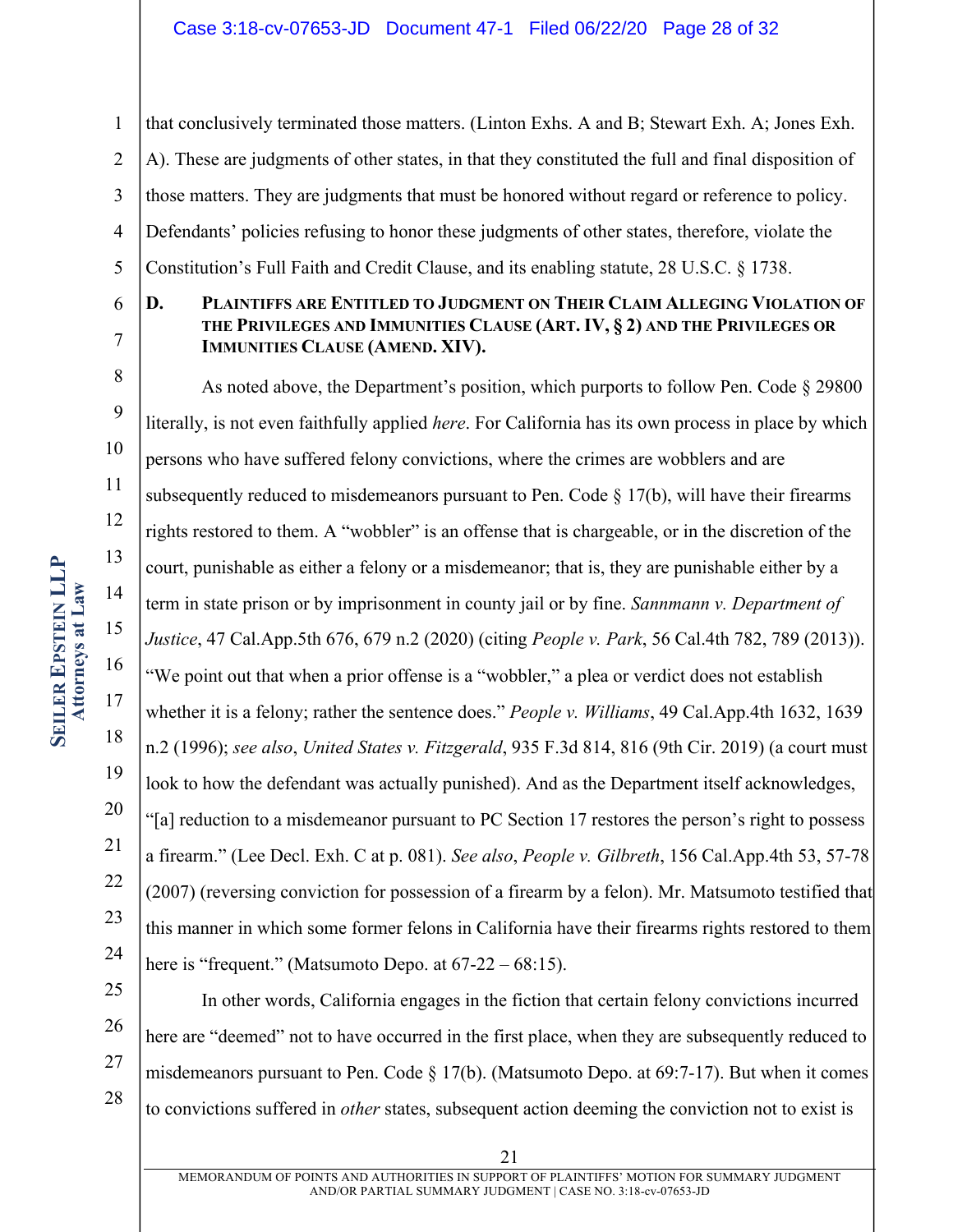that conclusively terminated those matters. (Linton Exhs. A and B; Stewart Exh. A; Jones Exh. A). These are judgments of other states, in that they constituted the full and final disposition of those matters. They are judgments that must be honored without regard or reference to policy. Defendants' policies refusing to honor these judgments of other states, therefore, violate the Constitution's Full Faith and Credit Clause, and its enabling statute, 28 U.S.C. § 1738.

### D. Plaintiffs Are Entitled to Judgment on Their Claim Alleging Violation of the Privileges and Immunities Clause (Art. IV, § 2) and the Privileges or Immunities Clause (Amend. XIV).

As noted above, the Department's position, which purports to follow Pen. Code § 29800 literally, is not even faithfully applied *here*. For California has its own process in place by which persons who have suffered felony convictions, where the crimes are wobblers and are subsequently reduced to misdemeanors pursuant to Pen. Code § 17(b), will have their firearms rights restored to them. A "wobbler" is an offense that is chargeable, or in the discretion of the court, punishable as either a felony or a misdemeanor; that is, they are punishable either by a term in state prison or by imprisonment in county jail or by fine. *Sannmann v. Department of Justice*, 47 Cal.App.5th 676, 679 n.2 (2020) (citing *People v. Park*, 56 Cal.4th 782, 789 (2013)). "We point out that when a prior offense is a "wobbler," a plea or verdict does not establish whether it is a felony; rather the sentence does." *People v. Williams*, 49 Cal.App.4th 1632, 1639 n.2 (1996); *see also*, *United States v. Fitzgerald*, 935 F.3d 814, 816 (9th Cir. 2019) (a court must look to how the defendant was actually punished). And as the Department itself acknowledges, "[a] reduction to a misdemeanor pursuant to PC Section 17 restores the person's right to possess a firearm." (Lee Decl. Exh. C at p. 081). *See also*, *People v. Gilbreth*, 156 Cal.App.4th 53, 57-78 (2007) (reversing conviction for possession of a firearm by a felon). Mr. Matsumoto testified that this manner in which some former felons in California have their firearms rights restored to them here is "frequent." (Matsumoto Depo. at 67-22 – 68:15).

In other words, California engages in the fiction that certain felony convictions incurred here are "deemed" not to have occurred in the first place, when they are subsequently reduced to misdemeanors pursuant to Pen. Code § 17(b). (Matsumoto Depo. at 69:7-17). But when it comes to convictions suffered in *other* states, subsequent action deeming the conviction not to exist is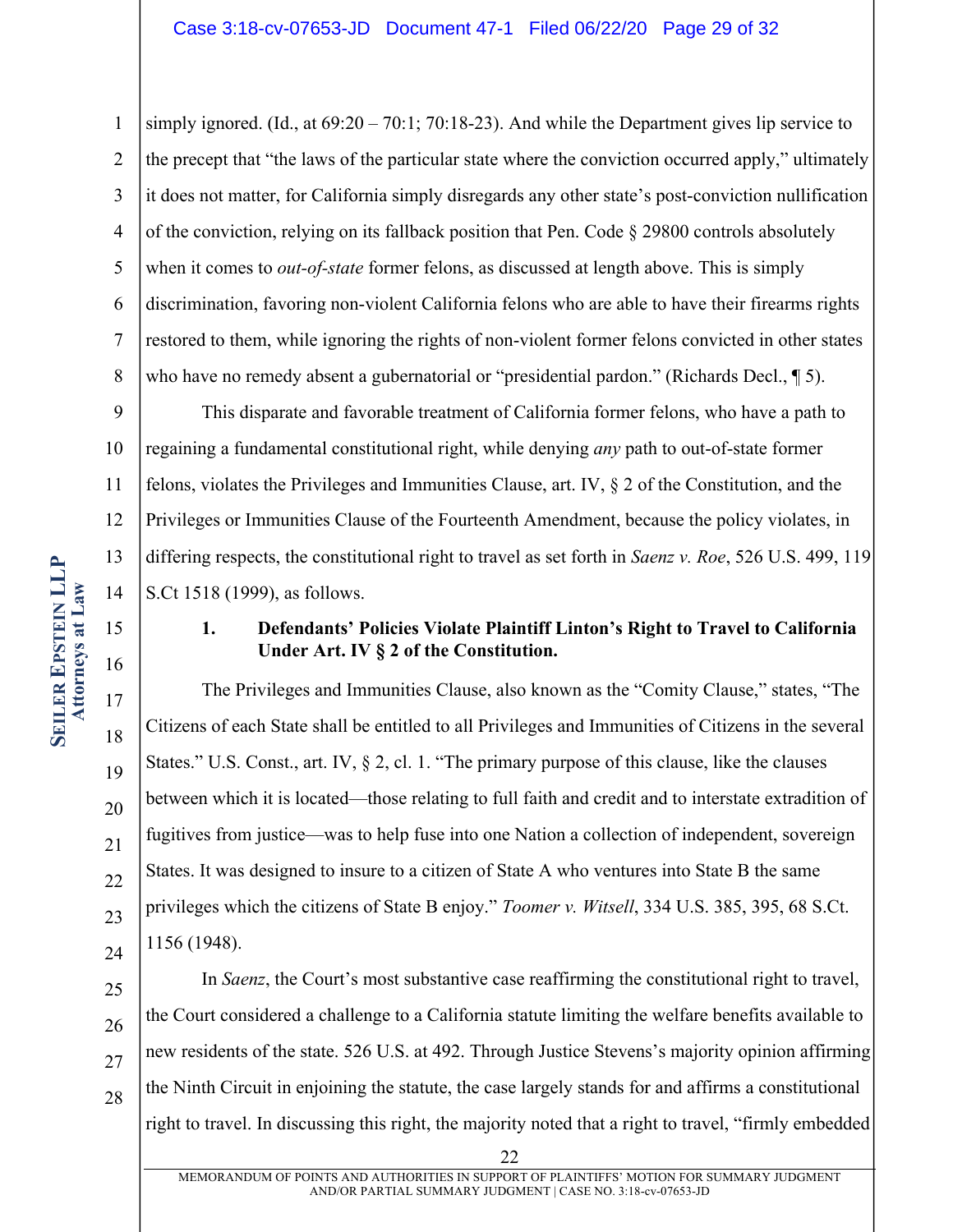simply ignored. (Id., at 69:20 – 70:1; 70:18-23). And while the Department gives lip service to the precept that "the laws of the particular state where the conviction occurred apply," ultimately it does not matter, for California simply disregards any other state's post-conviction nullification of the conviction, relying on its fallback position that Pen. Code § 29800 controls absolutely when it comes to *out-of-state* former felons, as discussed at length above. This is simply discrimination, favoring non-violent California felons who are able to have their firearms rights restored to them, while ignoring the rights of non-violent former felons convicted in other states who have no remedy absent a gubernatorial or "presidential pardon." (Richards Decl., ¶ 5).

This disparate and favorable treatment of California former felons, who have a path to regaining a fundamental constitutional right, while denying *any* path to out-of-state former felons, violates the Privileges and Immunities Clause, art. IV, § 2 of the Constitution, and the Privileges or Immunities Clause of the Fourteenth Amendment, because the policy violates, in differing respects, the constitutional right to travel as set forth in *Saenz v. Roe*, 526 U.S. 499, 119 S.Ct 1518 (1999), as follows.

**1. Defendants' Policies Violate Plaintiff Linton's Right to Travel to California Under Art. IV § 2 of the Constitution.**

The Privileges and Immunities Clause, also known as the "Comity Clause," states, "The Citizens of each State shall be entitled to all Privileges and Immunities of Citizens in the several States." U.S. Const., art. IV, § 2, cl. 1. "The primary purpose of this clause, like the clauses between which it is located—those relating to full faith and credit and to interstate extradition of fugitives from justice—was to help fuse into one Nation a collection of independent, sovereign States. It was designed to insure to a citizen of State A who ventures into State B the same privileges which the citizens of State B enjoy." *Toomer v. Witsell*, 334 U.S. 385, 395, 68 S.Ct. 1156 (1948).

In *Saenz*, the Court's most substantive case reaffirming the constitutional right to travel, the Court considered a challenge to a California statute limiting the welfare benefits available to new residents of the state. 526 U.S. at 492. Through Justice Stevens's majority opinion affirming the Ninth Circuit in enjoining the statute, the case largely stands for and affirms a constitutional right to travel. In discussing this right, the majority noted that a right to travel, "firmly embedded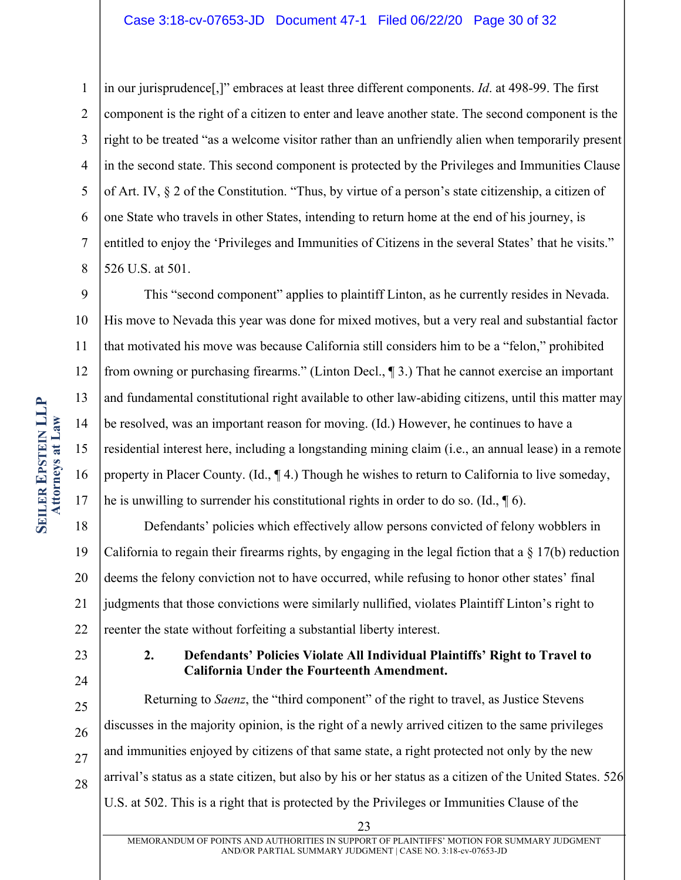in our jurisprudence[,]" embraces at least three different components. *Id*. at 498-99. The first component is the right of a citizen to enter and leave another state. The second component is the right to be treated "as a welcome visitor rather than an unfriendly alien when temporarily present in the second state. This second component is protected by the Privileges and Immunities Clause of Art. IV, § 2 of the Constitution. "Thus, by virtue of a person's state citizenship, a citizen of one State who travels in other States, intending to return home at the end of his journey, is entitled to enjoy the 'Privileges and Immunities of Citizens in the several States' that he visits." 526 U.S. at 501.

This "second component" applies to plaintiff Linton, as he currently resides in Nevada. His move to Nevada this year was done for mixed motives, but a very real and substantial factor that motivated his move was because California still considers him to be a "felon," prohibited from owning or purchasing firearms." (Linton Decl., ¶ 3.) That he cannot exercise an important and fundamental constitutional right available to other law-abiding citizens, until this matter may be resolved, was an important reason for moving. (Id.) However, he continues to have a residential interest here, including a longstanding mining claim (i.e., an annual lease) in a remote property in Placer County. (Id., ¶ 4.) Though he wishes to return to California to live someday, he is unwilling to surrender his constitutional rights in order to do so. (Id., ¶ 6).

Defendants' policies which effectively allow persons convicted of felony wobblers in California to regain their firearms rights, by engaging in the legal fiction that a § 17(b) reduction deems the felony conviction not to have occurred, while refusing to honor other states' final judgments that those convictions were similarly nullified, violates Plaintiff Linton's right to reenter the state without forfeiting a substantial liberty interest.

**2. Defendants' Policies Violate All Individual Plaintiffs' Right to Travel to California Under the Fourteenth Amendment.**

Returning to *Saenz*, the "third component" of the right to travel, as Justice Stevens discusses in the majority opinion, is the right of a newly arrived citizen to the same privileges and immunities enjoyed by citizens of that same state, a right protected not only by the new arrival's status as a state citizen, but also by his or her status as a citizen of the United States. 526 U.S. at 502. This is a right that is protected by the Privileges or Immunities Clause of the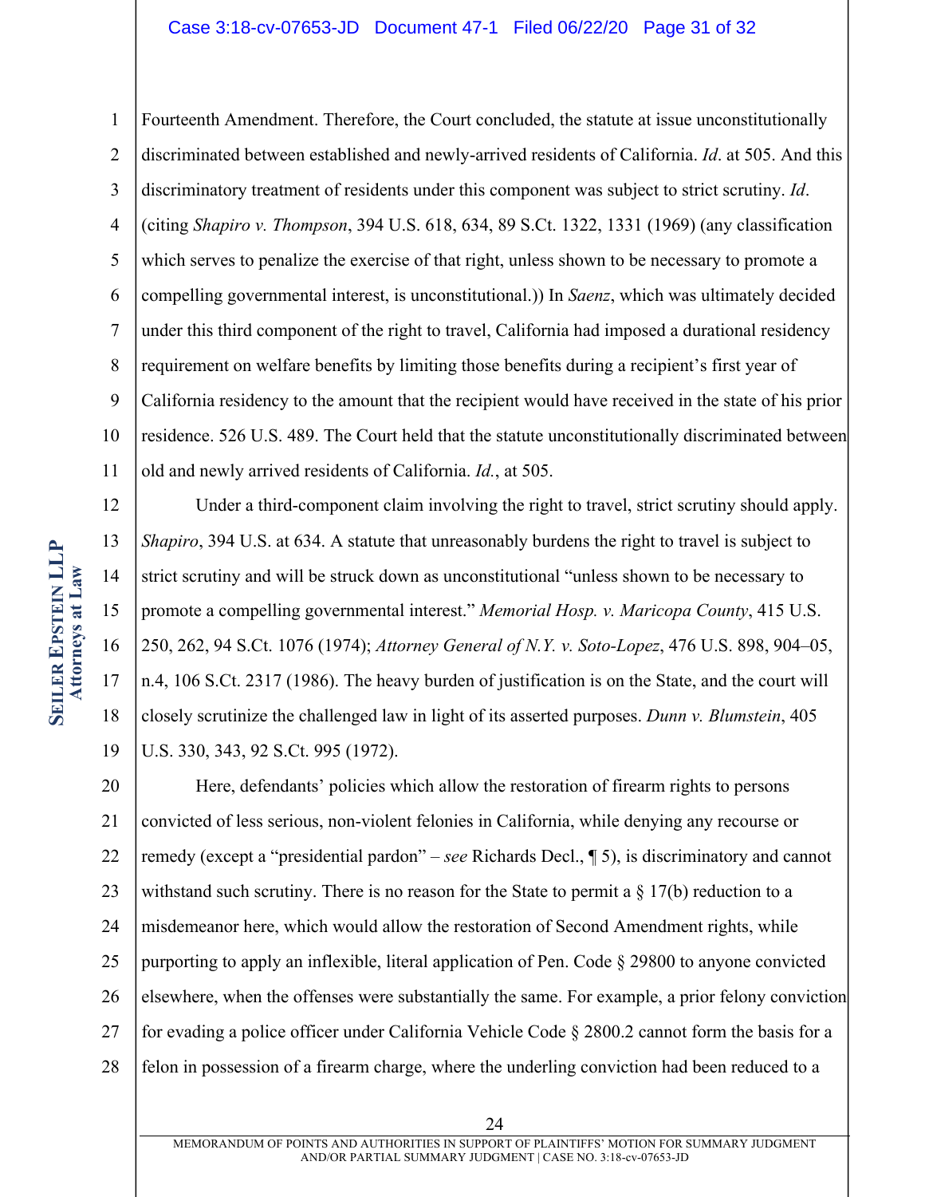Fourteenth Amendment. Therefore, the Court concluded, the statute at issue unconstitutionally discriminated between established and newly-arrived residents of California. *Id*. at 505. And this discriminatory treatment of residents under this component was subject to strict scrutiny. *Id*. (citing *Shapiro v. Thompson*, 394 U.S. 618, 634, 89 S.Ct. 1322, 1331 (1969) (any classification which serves to penalize the exercise of that right, unless shown to be necessary to promote a compelling governmental interest, is unconstitutional.)) In *Saenz*, which was ultimately decided under this third component of the right to travel, California had imposed a durational residency requirement on welfare benefits by limiting those benefits during a recipient's first year of California residency to the amount that the recipient would have received in the state of his prior residence. 526 U.S. 489. The Court held that the statute unconstitutionally discriminated between old and newly arrived residents of California. *Id.*, at 505.

Under a third-component claim involving the right to travel, strict scrutiny should apply. *Shapiro*, 394 U.S. at 634. A statute that unreasonably burdens the right to travel is subject to strict scrutiny and will be struck down as unconstitutional "unless shown to be necessary to promote a compelling governmental interest." *Memorial Hosp. v. Maricopa County*, 415 U.S. 250, 262, 94 S.Ct. 1076 (1974); *Attorney General of N.Y. v. Soto-Lopez*, 476 U.S. 898, 904–05, n.4, 106 S.Ct. 2317 (1986). The heavy burden of justification is on the State, and the court will closely scrutinize the challenged law in light of its asserted purposes. *Dunn v. Blumstein*, 405 U.S. 330, 343, 92 S.Ct. 995 (1972).

Here, defendants' policies which allow the restoration of firearm rights to persons convicted of less serious, non-violent felonies in California, while denying any recourse or remedy (except a "presidential pardon" – *see* Richards Decl., ¶ 5), is discriminatory and cannot withstand such scrutiny. There is no reason for the State to permit a § 17(b) reduction to a misdemeanor here, which would allow the restoration of Second Amendment rights, while purporting to apply an inflexible, literal application of Pen. Code § 29800 to anyone convicted elsewhere, when the offenses were substantially the same. For example, a prior felony conviction for evading a police officer under California Vehicle Code § 2800.2 cannot form the basis for a felon in possession of a firearm charge, where the underling conviction had been reduced to a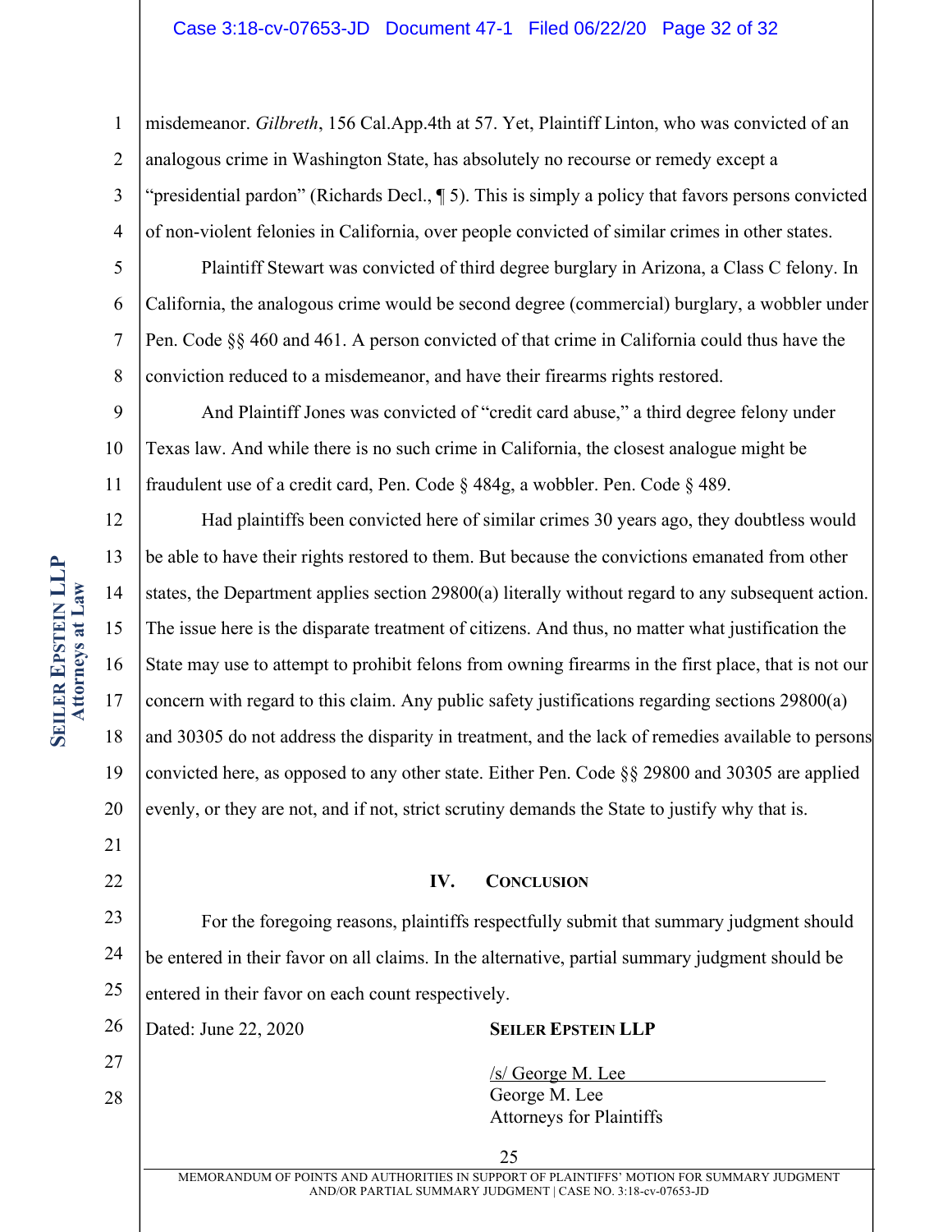misdemeanor. *Gilbreth*, 156 Cal.App.4th at 57. Yet, Plaintiff Linton, who was convicted of an analogous crime in Washington State, has absolutely no recourse or remedy except a "presidential pardon" (Richards Decl., ¶ 5). This is simply a policy that favors persons convicted of non-violent felonies in California, over people convicted of similar crimes in other states.

Plaintiff Stewart was convicted of third degree burglary in Arizona, a Class C felony. In California, the analogous crime would be second degree (commercial) burglary, a wobbler under Pen. Code §§ 460 and 461. A person convicted of that crime in California could thus have the conviction reduced to a misdemeanor, and have their firearms rights restored.

And Plaintiff Jones was convicted of "credit card abuse," a third degree felony under Texas law. And while there is no such crime in California, the closest analogue might be fraudulent use of a credit card, Pen. Code § 484g, a wobbler. Pen. Code § 489.

Had plaintiffs been convicted here of similar crimes 30 years ago, they doubtless would be able to have their rights restored to them. But because the convictions emanated from other states, the Department applies section 29800(a) literally without regard to any subsequent action. The issue here is the disparate treatment of citizens. And thus, no matter what justification the State may use to attempt to prohibit felons from owning firearms in the first place, that is not our concern with regard to this claim. Any public safety justifications regarding sections 29800(a) and 30305 do not address the disparity in treatment, and the lack of remedies available to persons convicted here, as opposed to any other state. Either Pen. Code §§ 29800 and 30305 are applied evenly, or they are not, and if not, strict scrutiny demands the State to justify why that is.

## IV. CONCLUSION

For the foregoing reasons, plaintiffs respectfully submit that summary judgment should be entered in their favor on all claims. In the alternative, partial summary judgment should be entered in their favor on each count respectively.

Dated: June 22, 2020

**SEILER EPSTEIN LLP**

/s/ George M. Lee
George M. Lee
Attorneys for Plaintiffs